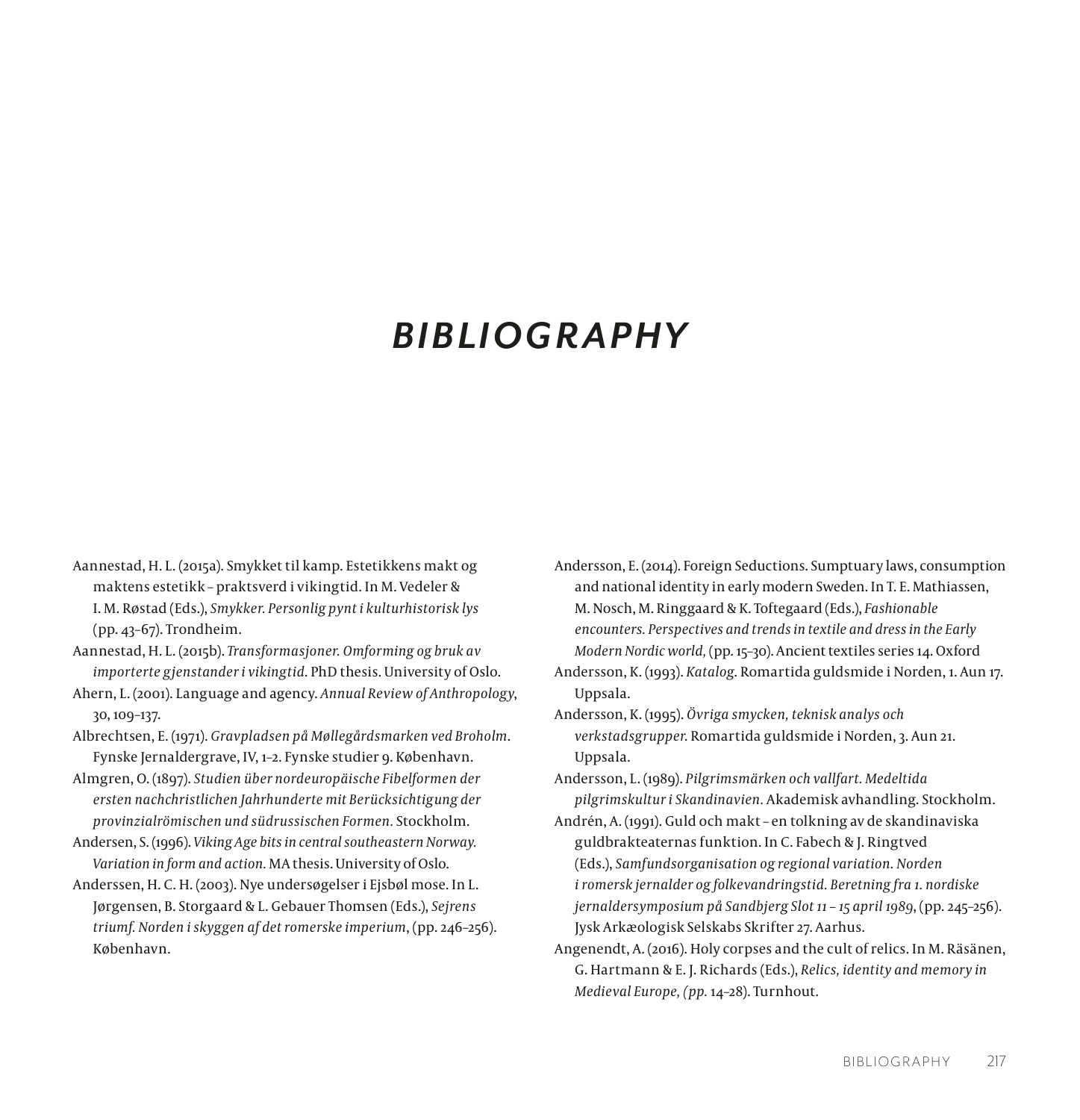# *BIBLIOGRAPHY*

Aannestad, H. L. (2015a). Smykket til kamp. Estetikkens makt og maktens estetikk – praktsverd i vikingtid. In M. Vedeler & I. M. Røstad (Eds.), *Smykker. Personlig pynt i kulturhistorisk lys* (pp. 43–67). Trondheim.

Aannestad, H. L. (2015b). *Transformasjoner. Omforming og bruk av importerte gjenstander i vikingtid*. PhD thesis. University of Oslo.

Ahern, L. (2001). Language and agency. *Annual Review of Anthropology*, 30, 109–137.

Albrechtsen, E. (1971). *Gravpladsen på Møllegårdsmarken ved Broholm*. Fynske Jernaldergrave, IV, 1–2. Fynske studier 9. København.

Almgren, O. (1897). *Studien über nordeuropäische Fibelformen der ersten nachchristlichen Jahrhunderte mit Berücksichtigung der provinzialrömischen und südrussischen Formen.* Stockholm.

Andersen, S. (1996). *Viking Age bits in central southeastern Norway. Variation in form and action.* MA thesis. University of Oslo.

Anderssen, H. C. H. (2003). Nye undersøgelser i Ejsbøl mose. In L. Jørgensen, B. Storgaard & L. Gebauer Thomsen (Eds.), *Sejrens triumf. Norden i skyggen af det romerske imperium*, (pp. 246–256). København.

Andersson, E. (2014). Foreign Seductions. Sumptuary laws, consumption and national identity in early modern Sweden. In T. E. Mathiassen, M. Nosch, M. Ringgaard & K. Toftegaard (Eds.), *Fashionable encounters. Perspectives and trends in textile and dress in the Early Modern Nordic world,* (pp. 15–30). Ancient textiles series 14. Oxford

Andersson, K. (1993). *Katalog*. Romartida guldsmide i Norden, 1. Aun 17. Uppsala.

Andersson, K. (1995). *Övriga smycken, teknisk analys och verkstadsgrupper*. Romartida guldsmide i Norden, 3. Aun 21. Uppsala.

Andersson, L. (1989). *Pilgrimsmärken och vallfart. Medeltida pilgrimskultur i Skandinavien.* Akademisk avhandling. Stockholm.

Andrén, A. (1991). Guld och makt – en tolkning av de skandinaviska guldbrakteaternas funktion. In C. Fabech & J. Ringtved (Eds.), *Samfundsorganisation og regional variation. Norden i romersk jernalder og folkevandringstid. Beretning fra 1. nordiske jernaldersymposium på Sandbjerg Slot 11 – 15 april 1989*, (pp. 245–256). Jysk Arkæologisk Selskabs Skrifter 27. Aarhus.

Angenendt, A. (2016). Holy corpses and the cult of relics. In M. Räsänen, G. Hartmann & E. J. Richards (Eds.), *Relics, identity and memory in Medieval Europe, (pp.* 14–28). Turnhout.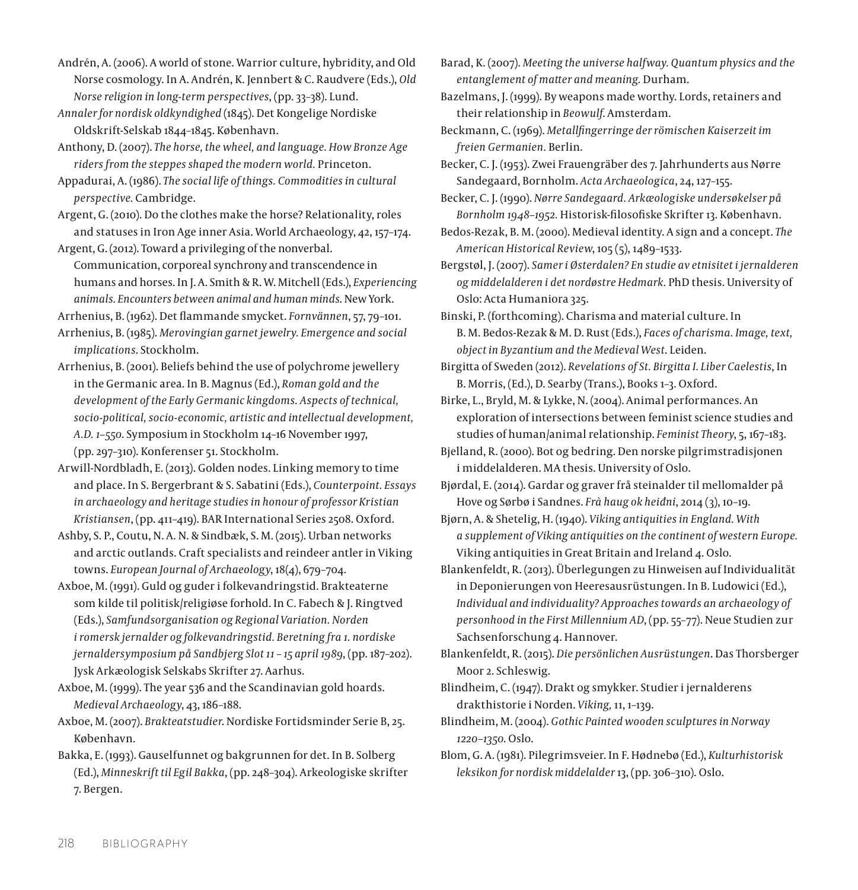Andrén, A. (2006). A world of stone. Warrior culture, hybridity, and Old Norse cosmology. In A. Andrén, K. Jennbert & C. Raudvere (Eds.), *Old Norse religion in long-term perspectives*, (pp. 33–38). Lund.

*Annaler for nordisk oldkyndighed* (1845). Det Kongelige Nordiske Oldskrift-Selskab 1844–1845. København.

Anthony, D. (2007). *The horse, the wheel, and language. How Bronze Age riders from the steppes shaped the modern world.* Princeton.

Appadurai, A. (1986). *The social life of things. Commodities in cultural perspective.* Cambridge.

Argent, G. (2010). Do the clothes make the horse? Relationality, roles and statuses in Iron Age inner Asia. World Archaeology, 42, 157–174.

Argent, G. (2012). Toward a privileging of the nonverbal. Communication, corporeal synchrony and transcendence in humans and horses. In J. A. Smith & R. W. Mitchell (Eds.), *Experiencing animals. Encounters between animal and human minds.* New York.

Arrhenius, B. (1962). Det flammande smycket. *Fornvännen*, 57, 79–101.

Arrhenius, B. (1985). *Merovingian garnet jewelry. Emergence and social implications*. Stockholm.

Arrhenius, B. (2001). Beliefs behind the use of polychrome jewellery in the Germanic area. In B. Magnus (Ed.), *Roman gold and the development of the Early Germanic kingdoms. Aspects of technical, socio-political, socio-economic, artistic and intellectual development, A.D. 1–550*. Symposium in Stockholm 14–16 November 1997, (pp. 297–310). Konferenser 51. Stockholm.

Arwill-Nordbladh, E. (2013). Golden nodes. Linking memory to time and place. In S. Bergerbrant & S. Sabatini (Eds.), *Counterpoint. Essays in archaeology and heritage studies in honour of professor Kristian Kristiansen*, (pp. 411–419). BAR International Series 2508. Oxford.

Ashby, S. P., Coutu, N. A. N. & Sindbæk, S. M. (2015). Urban networks and arctic outlands. Craft specialists and reindeer antler in Viking towns. *European Journal of Archaeology*, 18(4), 679–704.

Axboe, M. (1991). Guld og guder i folkevandringstid. Brakteaterne som kilde til politisk/religiøse forhold. In C. Fabech & J. Ringtved (Eds.), *Samfundsorganisation og Regional Variation. Norden i romersk jernalder og folkevandringstid. Beretning fra 1. nordiske jernaldersymposium på Sandbjerg Slot 11 – 15 april 1989*, (pp. 187–202). Jysk Arkæologisk Selskabs Skrifter 27. Aarhus.

Axboe, M. (1999). The year 536 and the Scandinavian gold hoards. *Medieval Archaeology*, 43, 186–188.

Axboe, M. (2007). *Brakteatstudier.* Nordiske Fortidsminder Serie B, 25. København.

Bakka, E. (1993). Gauselfunnet og bakgrunnen for det. In B. Solberg (Ed.), *Minneskrift til Egil Bakka*, (pp. 248–304). Arkeologiske skrifter 7. Bergen.

Barad, K. (2007). *Meeting the universe halfway. Quantum physics and the entanglement of matter and meaning.* Durham.

Bazelmans, J. (1999). By weapons made worthy. Lords, retainers and their relationship in *Beowulf*. Amsterdam.

Beckmann, C. (1969). *Metallfingerringe der römischen Kaiserzeit im freien Germanien.* Berlin.

Becker, C. J. (1953). Zwei Frauengräber des 7. Jahrhunderts aus Nørre Sandegaard, Bornholm. *Acta Archaeologica*, 24, 127–155.

Becker, C. J. (1990). *Nørre Sandegaard. Arkæologiske undersøkelser på Bornholm 1948–1952.* Historisk-filosofiske Skrifter 13. København.

Bedos-Rezak, B. M. (2000). Medieval identity. A sign and a concept. *The American Historical Review*, 105 (5), 1489–1533.

Bergstøl, J. (2007). *Samer i Østerdalen? En studie av etnisitet i jernalderen og middelalderen i det nordøstre Hedmark.* PhD thesis. University of Oslo: Acta Humaniora 325.

Binski, P. (forthcoming). Charisma and material culture. In B. M. Bedos-Rezak & M. D. Rust (Eds.), *Faces of charisma. Image, text, object in Byzantium and the Medieval West*. Leiden.

Birgitta of Sweden (2012). *Revelations of St. Birgitta I. Liber Caelestis*, In B. Morris, (Ed.), D. Searby (Trans.), Books 1–3. Oxford.

Birke, L., Bryld, M. & Lykke, N. (2004). Animal performances. An exploration of intersections between feminist science studies and studies of human/animal relationship. *Feminist Theory*, 5, 167–183.

Bjelland, R. (2000). Bot og bedring. Den norske pilgrimstradisjonen i middelalderen. MA thesis. University of Oslo.

Bjørdal, E. (2014). Gardar og graver frå steinalder til mellomalder på Hove og Sørbø i Sandnes. *Frà haug ok heiðni*, 2014 (3), 10–19.

Bjørn, A. & Shetelig, H. (1940). *Viking antiquities in England. With a supplement of Viking antiquities on the continent of western Europe.* Viking antiquities in Great Britain and Ireland 4. Oslo.

Blankenfeldt, R. (2013). Überlegungen zu Hinweisen auf Individualität in Deponierungen von Heeresausrüstungen. In B. Ludowici (Ed.), *Individual and individuality? Approaches towards an archaeology of personhood in the First Millennium AD*, (pp. 55–77). Neue Studien zur Sachsenforschung 4. Hannover.

Blankenfeldt, R. (2015). *Die persönlichen Ausrüstungen*. Das Thorsberger Moor 2. Schleswig.

Blindheim, C. (1947). Drakt og smykker. Studier i jernalderens drakthistorie i Norden. *Viking,* 11, 1–139.

Blindheim, M. (2004). *Gothic Painted wooden sculptures in Norway 1220–1350*. Oslo.

Blom, G. A. (1981). Pilegrimsveier. In F. Hødnebø (Ed.), *Kulturhistorisk leksikon for nordisk middelalder* 13, (pp. 306–310). Oslo.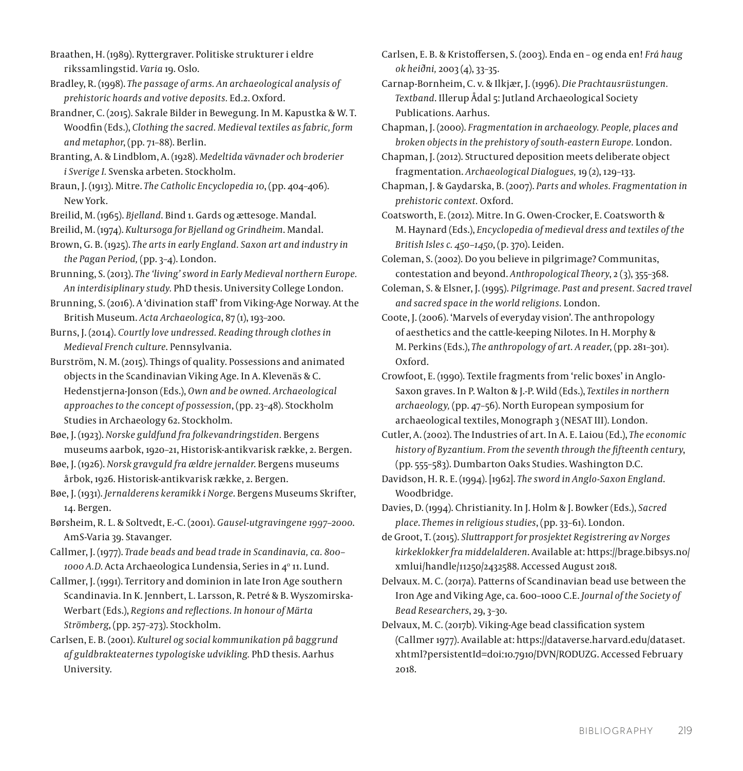Braathen, H. (1989). Ryttergraver. Politiske strukturer i eldre rikssamlingstid. *Varia* 19. Oslo.

Bradley, R. (1998). *The passage of arms. An archaeological analysis of prehistoric hoards and votive deposits.* Ed.2. Oxford.

Brandner, C. (2015). Sakrale Bilder in Bewegung. In M. Kapustka & W. T. Woodfin (Eds.), *Clothing the sacred. Medieval textiles as fabric, form and metaphor*, (pp. 71–88). Berlin.

Branting, A. & Lindblom, A. (1928). *Medeltida vävnader och broderier i Sverige I.* Svenska arbeten. Stockholm.

Braun, J. (1913). Mitre. *The Catholic Encyclopedia 10*, (pp. 404–406). New York.

Breilid, M. (1965). *Bjelland*. Bind 1. Gards og ættesoge. Mandal.

Breilid, M. (1974). *Kultursoga for Bjelland og Grindheim*. Mandal.

Brown, G. B. (1925). *The arts in early England. Saxon art and industry in the Pagan Period,* (pp. 3–4). London.

Brunning, S. (2013). *The 'living' sword in Early Medieval northern Europe. An interdisiplinary study.* PhD thesis. University College London.

Brunning, S. (2016). A 'divination staff' from Viking-Age Norway. At the British Museum. *Acta Archaeologica*, 87 (1), 193–200.

Burns, J. (2014). *Courtly love undressed. Reading through clothes in Medieval French culture*. Pennsylvania.

Burström, N. M. (2015). Things of quality. Possessions and animated objects in the Scandinavian Viking Age. In A. Klevenäs & C. Hedenstjerna-Jonson (Eds.), *Own and be owned. Archaeological approaches to the concept of possession*, (pp. 23–48). Stockholm Studies in Archaeology 62. Stockholm.

Bøe, J. (1923). *Norske guldfund fra folkevandringstiden.* Bergens museums aarbok, 1920–21, Historisk-antikvarisk række, 2. Bergen.

Bøe, J. (1926). *Norsk gravguld fra ældre jernalder.* Bergens museums årbok, 1926. Historisk-antikvarisk række, 2. Bergen.

Bøe, J. (1931). *Jernalderens keramikk i Norge.* Bergens Museums Skrifter, 14. Bergen.

Børsheim, R. L. & Soltvedt, E.-C. (2001). *Gausel-utgravingene 1997–2000.* AmS-Varia 39. Stavanger.

Callmer, J. (1977). *Trade beads and bead trade in Scandinavia, ca. 800–1000 A.D.* Acta Archaeologica Lundensia, Series in 4° 11. Lund.

Callmer, J. (1991). Territory and dominion in late Iron Age southern Scandinavia. In K. Jennbert, L. Larsson, R. Petré & B. Wyszomirska-Werbart (Eds.), *Regions and reflections. In honour of Märta Strömberg*, (pp. 257–273). Stockholm.

Carlsen, E. B. (2001). *Kulturel og social kommunikation på baggrund af guldbrakteaternes typologiske udvikling.* PhD thesis. Aarhus University.

Carlsen, E. B. & Kristoffersen, S. (2003). Enda en – og enda en! *Frá haug ok heiðni,* 2003 (4), 33–35.

Carnap-Bornheim, C. v. & Ilkjær, J. (1996). *Die Prachtausrüstungen. Textband*. Illerup Ådal 5: Jutland Archaeological Society Publications. Aarhus.

Chapman, J. (2000). *Fragmentation in archaeology. People, places and broken objects in the prehistory of south-eastern Europe.* London.

Chapman, J. (2012). Structured deposition meets deliberate object fragmentation. *Archaeological Dialogues,* 19 (2), 129–133.

Chapman, J. & Gaydarska, B. (2007). *Parts and wholes. Fragmentation in prehistoric context.* Oxford.

Coatsworth, E. (2012). Mitre. In G. Owen-Crocker, E. Coatsworth & M. Haynard (Eds.), *Encyclopedia of medieval dress and textiles of the British Isles c. 450–1450*, (p. 370). Leiden.

Coleman, S. (2002). Do you believe in pilgrimage? Communitas, contestation and beyond. *Anthropological Theory*, 2 (3), 355–368.

Coleman, S. & Elsner, J. (1995). *Pilgrimage. Past and present. Sacred travel and sacred space in the world religions.* London.

Coote, J. (2006). 'Marvels of everyday vision'. The anthropology of aesthetics and the cattle-keeping Nilotes. In H. Morphy & M. Perkins (Eds.), *The anthropology of art. A reader*, (pp. 281–301). Oxford.

Crowfoot, E. (1990). Textile fragments from 'relic boxes' in Anglo-Saxon graves. In P. Walton & J.-P. Wild (Eds.), *Textiles in northern archaeology,* (pp. 47–56). North European symposium for archaeological textiles, Monograph 3 (NESAT III). London.

Cutler, A. (2002). The Industries of art. In A. E. Laiou (Ed.), *The economic history of Byzantium. From the seventh through the fifteenth century*, (pp. 555–583). Dumbarton Oaks Studies. Washington D.C.

Davidson, H. R. E. (1994). [1962]. *The sword in Anglo-Saxon England*. Woodbridge.

Davies, D. (1994). Christianity. In J. Holm & J. Bowker (Eds.), *Sacred place. Themes in religious studies*, (pp. 33–61). London.

de Groot, T. (2015). *Sluttrapport for prosjektet Registrering av Norges kirkeklokker fra middelalderen*. Available at: https://brage.bibsys.no/xmlui/handle/11250/2432588. Accessed August 2018.

Delvaux. M. C. (2017a). Patterns of Scandinavian bead use between the Iron Age and Viking Age, ca. 600–1000 C.E. *Journal of the Society of Bead Researchers*, 29, 3–30.

Delvaux, M. C. (2017b). Viking-Age bead classification system (Callmer 1977). Available at: https://dataverse.harvard.edu/dataset.xhtml?persistentId=doi:10.7910/DVN/RODUZG. Accessed February 2018.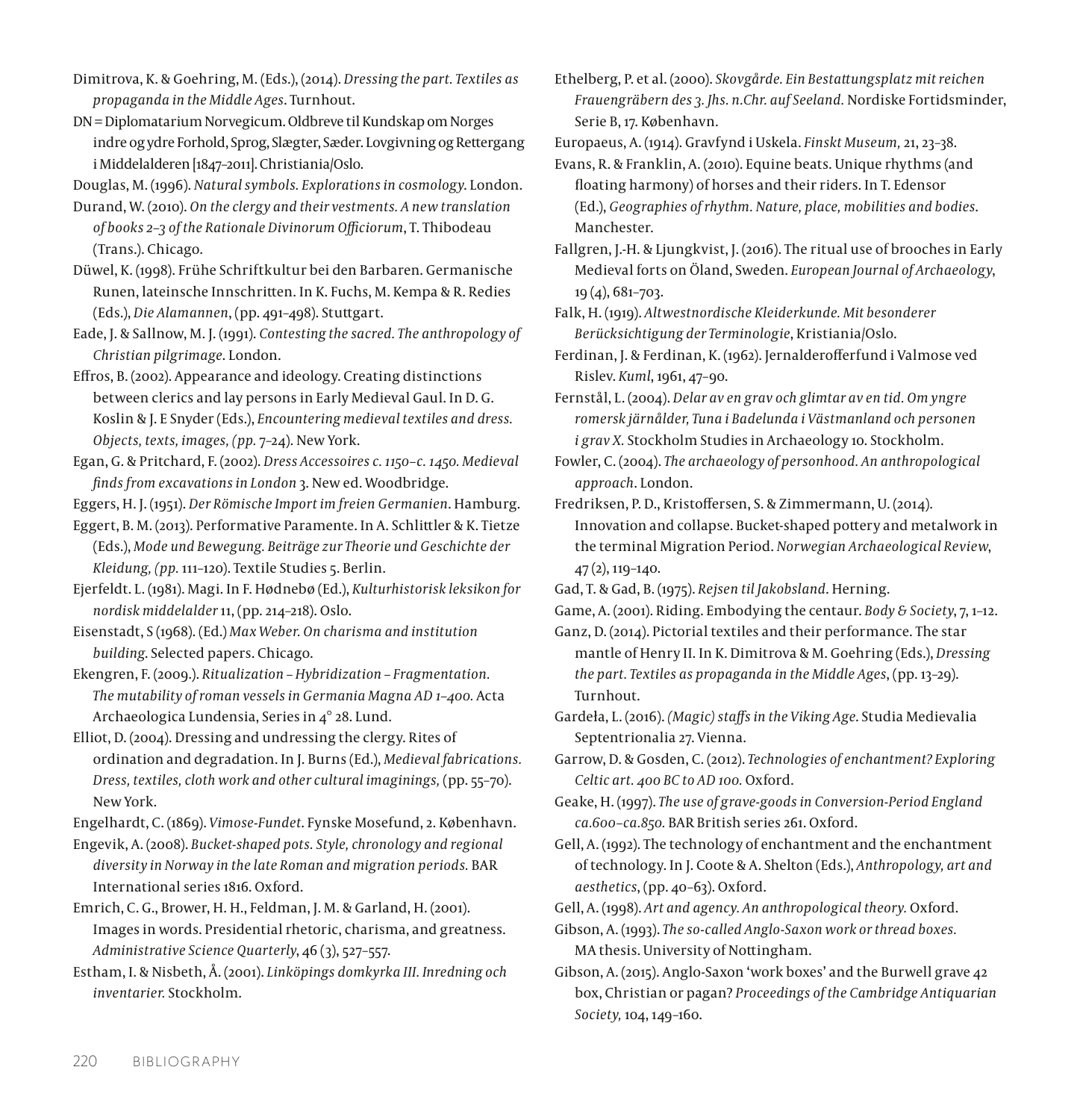Dimitrova, K. & Goehring, M. (Eds.), (2014). *Dressing the part. Textiles as propaganda in the Middle Ages*. Turnhout.

DN = Diplomatarium Norvegicum. Oldbreve til Kundskap om Norges indre og ydre Forhold, Sprog, Slægter, Sæder. Lovgivning og Rettergang i Middelalderen [1847–2011]. Christiania/Oslo.

Douglas, M. (1996). *Natural symbols. Explorations in cosmology*. London.

Durand, W. (2010). *On the clergy and their vestments. A new translation of books 2–3 of the Rationale Divinorum Officiorum*, T. Thibodeau (Trans.). Chicago.

Düwel, K. (1998). Frühe Schriftkultur bei den Barbaren. Germanische Runen, lateinsche Innschritten. In K. Fuchs, M. Kempa & R. Redies (Eds.), *Die Alamannen*, (pp. 491–498). Stuttgart.

Eade, J. & Sallnow, M. J. (1991). *Contesting the sacred. The anthropology of Christian pilgrimage*. London.

Effros, B. (2002). Appearance and ideology. Creating distinctions between clerics and lay persons in Early Medieval Gaul. In D. G. Koslin & J. E Snyder (Eds.), *Encountering medieval textiles and dress. Objects, texts, images, (pp.* 7–24). New York.

Egan, G. & Pritchard, F. (2002). *Dress Accessoires c. 1150–c. 1450. Medieval finds from excavations in London* 3. New ed. Woodbridge.

Eggers, H. J. (1951). *Der Römische Import im freien Germanien*. Hamburg.

Eggert, B. M. (2013). Performative Paramente. In A. Schlittler & K. Tietze (Eds.), *Mode und Bewegung. Beiträge zur Theorie und Geschichte der Kleidung, (pp.* 111–120). Textile Studies 5. Berlin.

Ejerfeldt. L. (1981). Magi. In F. Hødnebø (Ed.), *Kulturhistorisk leksikon for nordisk middelalder* 11, (pp. 214–218). Oslo.

Eisenstadt, S (1968). (Ed.) *Max Weber. On charisma and institution building*. Selected papers. Chicago.

Ekengren, F. (2009.). *Ritualization – Hybridization – Fragmentation. The mutability of roman vessels in Germania Magna AD 1–400.* Acta Archaeologica Lundensia, Series in 4° 28. Lund.

Elliot, D. (2004). Dressing and undressing the clergy. Rites of ordination and degradation. In J. Burns (Ed.), *Medieval fabrications. Dress, textiles, cloth work and other cultural imaginings,* (pp. 55–70). New York.

Engelhardt, C. (1869). *Vimose-Fundet*. Fynske Mosefund, 2. København.

Engevik, A. (2008). *Bucket-shaped pots. Style, chronology and regional diversity in Norway in the late Roman and migration periods.* BAR International series 1816. Oxford.

Emrich, C. G., Brower, H. H., Feldman, J. M. & Garland, H. (2001). Images in words. Presidential rhetoric, charisma, and greatness. *Administrative Science Quarterly*, 46 (3), 527–557.

Estham, I. & Nisbeth, Å. (2001). *Linköpings domkyrka III. Inredning och inventarier.* Stockholm.

Ethelberg, P. et al. (2000). *Skovgårde. Ein Bestattungsplatz mit reichen Frauengräbern des 3. Jhs. n.Chr. auf Seeland.* Nordiske Fortidsminder, Serie B, 17. København.

Europaeus, A. (1914). Gravfynd i Uskela. *Finskt Museum,* 21, 23–38.

Evans, R. & Franklin, A. (2010). Equine beats. Unique rhythms (and floating harmony) of horses and their riders. In T. Edensor (Ed.), *Geographies of rhythm. Nature, place, mobilities and bodies*. Manchester.

Fallgren, J.-H. & Ljungkvist, J. (2016). The ritual use of brooches in Early Medieval forts on Öland, Sweden. *European Journal of Archaeology*, 19 (4), 681–703.

Falk, H. (1919). *Altwestnordische Kleiderkunde. Mit besonderer Berücksichtigung der Terminologie*, Kristiania/Oslo.

Ferdinan, J. & Ferdinan, K. (1962). Jernalderofferfund i Valmose ved Rislev. *Kuml*, 1961, 47–90.

Fernstål, L. (2004). *Delar av en grav och glimtar av en tid. Om yngre romersk järnålder, Tuna i Badelunda i Västmanland och personen i grav X.* Stockholm Studies in Archaeology 10. Stockholm.

Fowler, C. (2004). *The archaeology of personhood. An anthropological approach*. London.

Fredriksen, P. D., Kristoffersen, S. & Zimmermann, U. (2014). Innovation and collapse. Bucket-shaped pottery and metalwork in the terminal Migration Period. *Norwegian Archaeological Review*, 47 (2), 119–140.

Gad, T. & Gad, B. (1975). *Rejsen til Jakobsland*. Herning.

Game, A. (2001). Riding. Embodying the centaur. *Body & Society*, 7, 1–12.

Ganz, D. (2014). Pictorial textiles and their performance. The star mantle of Henry II. In K. Dimitrova & M. Goehring (Eds.), *Dressing the part. Textiles as propaganda in the Middle Ages*, (pp. 13–29). Turnhout.

Gardeła, L. (2016). *(Magic) staffs in the Viking Age.* Studia Medievalia Septentrionalia 27. Vienna.

Garrow, D. & Gosden, C. (2012). *Technologies of enchantment? Exploring Celtic art. 400 BC to AD 100.* Oxford.

Geake, H. (1997). *The use of grave-goods in Conversion-Period England ca.600–ca.850.* BAR British series 261. Oxford.

Gell, A. (1992). The technology of enchantment and the enchantment of technology. In J. Coote & A. Shelton (Eds.), *Anthropology, art and aesthetics*, (pp. 40–63). Oxford.

Gell, A. (1998). *Art and agency. An anthropological theory.* Oxford.

Gibson, A. (1993). *The so-called Anglo-Saxon work or thread boxes.* MA thesis. University of Nottingham.

Gibson, A. (2015). Anglo-Saxon 'work boxes' and the Burwell grave 42 box, Christian or pagan? *Proceedings of the Cambridge Antiquarian Society,* 104, 149–160.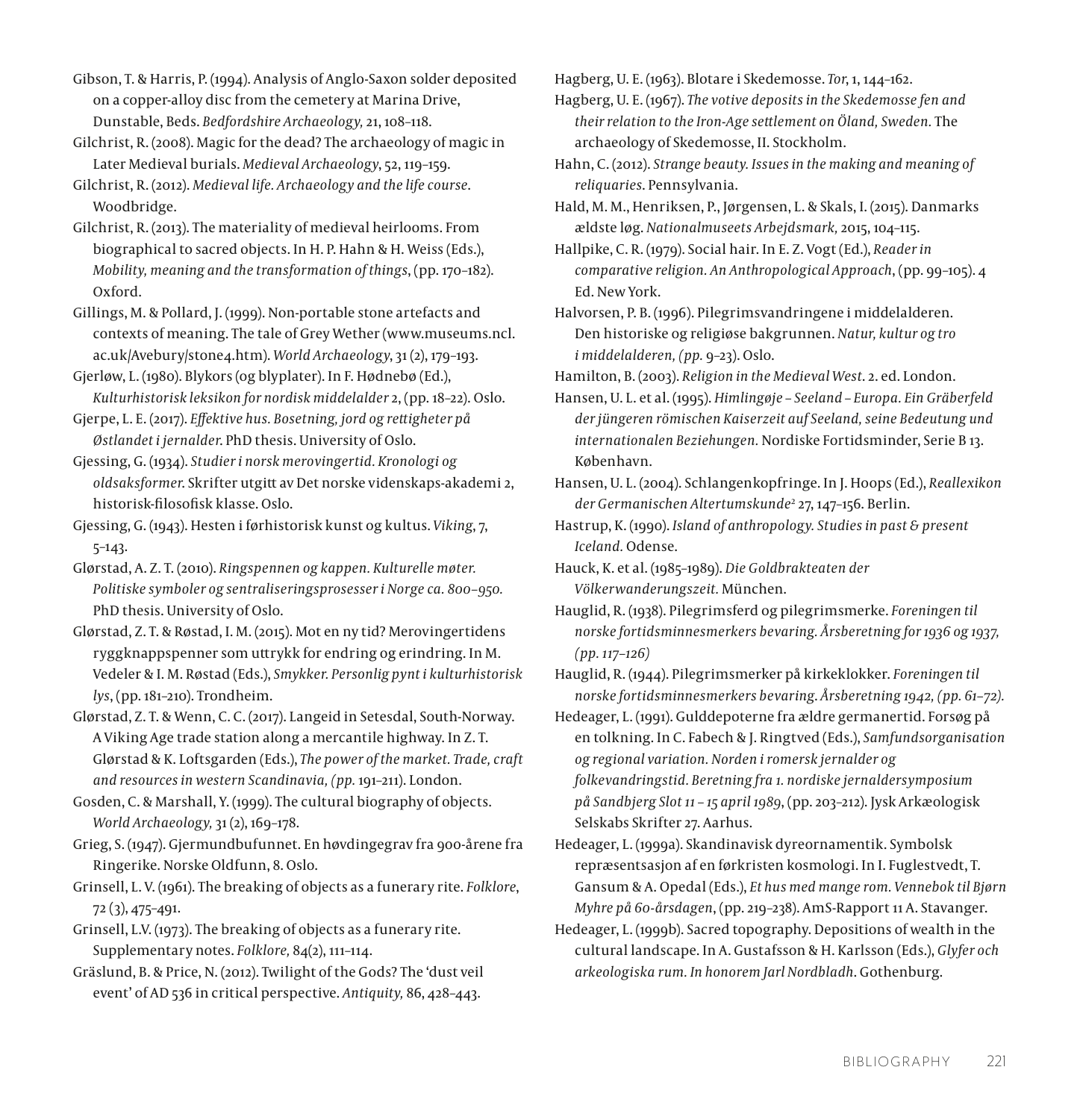Gibson, T. & Harris, P. (1994). Analysis of Anglo-Saxon solder deposited on a copper-alloy disc from the cemetery at Marina Drive, Dunstable, Beds. *Bedfordshire Archaeology,* 21, 108–118.

Gilchrist, R. (2008). Magic for the dead? The archaeology of magic in Later Medieval burials. *Medieval Archaeology*, 52, 119–159.

Gilchrist, R. (2012). *Medieval life. Archaeology and the life course*. Woodbridge.

Gilchrist, R. (2013). The materiality of medieval heirlooms. From biographical to sacred objects. In H. P. Hahn & H. Weiss (Eds.), *Mobility, meaning and the transformation of things*, (pp. 170–182). Oxford.

Gillings, M. & Pollard, J. (1999). Non-portable stone artefacts and contexts of meaning. The tale of Grey Wether (www.museums.ncl.ac.uk/Avebury/stone4.htm). *World Archaeology*, 31 (2), 179–193.

Gjerløw, L. (1980). Blykors (og blyplater). In F. Hødnebø (Ed.), *Kulturhistorisk leksikon for nordisk middelalder* 2, (pp. 18–22). Oslo.

Gjerpe, L. E. (2017). *Effektive hus. Bosetning, jord og rettigheter på Østlandet i jernalder.* PhD thesis. University of Oslo.

Gjessing, G. (1934). *Studier i norsk merovingertid. Kronologi og oldsaksformer.* Skrifter utgitt av Det norske videnskaps-akademi 2, historisk-filosofisk klasse. Oslo.

Gjessing, G. (1943). Hesten i førhistorisk kunst og kultus. *Viking*, 7, 5–143.

Glørstad, A. Z. T. (2010). *Ringspennen og kappen. Kulturelle møter. Politiske symboler og sentraliseringsprosesser i Norge ca. 800–950.* PhD thesis. University of Oslo.

Glørstad, Z. T. & Røstad, I. M. (2015). Mot en ny tid? Merovingertidens ryggknappspenner som uttrykk for endring og erindring. In M. Vedeler & I. M. Røstad (Eds.), *Smykker. Personlig pynt i kulturhistorisk lys*, (pp. 181–210). Trondheim.

Glørstad, Z. T. & Wenn, C. C. (2017). Langeid in Setesdal, South-Norway. A Viking Age trade station along a mercantile highway. In Z. T. Glørstad & K. Loftsgarden (Eds.), *The power of the market. Trade, craft and resources in western Scandinavia, (pp.* 191–211). London.

Gosden, C. & Marshall, Y. (1999). The cultural biography of objects. *World Archaeology,* 31 (2), 169–178.

Grieg, S. (1947). Gjermundbufunnet. En høvdingegrav fra 900-årene fra Ringerike. Norske Oldfunn, 8. Oslo.

Grinsell, L. V. (1961). The breaking of objects as a funerary rite. *Folklore*, 72 (3), 475–491.

Grinsell, L.V. (1973). The breaking of objects as a funerary rite. Supplementary notes. *Folklore,* 84(2), 111–114.

Gräslund, B. & Price, N. (2012). Twilight of the Gods? The 'dust veil event' of AD 536 in critical perspective. *Antiquity,* 86, 428–443.

Hagberg, U. E. (1963). Blotare i Skedemosse. *Tor*, 1, 144–162.

Hagberg, U. E. (1967). *The votive deposits in the Skedemosse fen and their relation to the Iron-Age settlement on Öland, Sweden.* The archaeology of Skedemosse, II. Stockholm.

Hahn, C. (2012). *Strange beauty. Issues in the making and meaning of reliquaries*. Pennsylvania.

Hald, M. M., Henriksen, P., Jørgensen, L. & Skals, I. (2015). Danmarks ældste løg. *Nationalmuseets Arbejdsmark,* 2015, 104–115.

Hallpike, C. R. (1979). Social hair. In E. Z. Vogt (Ed.), *Reader in comparative religion. An Anthropological Approach*, (pp. 99–105). 4 Ed. New York.

Halvorsen, P. B. (1996). Pilegrimsvandringene i middelalderen. Den historiske og religiøse bakgrunnen. *Natur, kultur og tro i middelalderen, (pp.* 9–23). Oslo.

Hamilton, B. (2003). *Religion in the Medieval West*. 2. ed. London.

Hansen, U. L. et al. (1995). *Himlingøje – Seeland – Europa. Ein Gräberfeld der jüngeren römischen Kaiserzeit auf Seeland, seine Bedeutung und internationalen Beziehungen.* Nordiske Fortidsminder, Serie B 13. København.

Hansen, U. L. (2004). Schlangenkopfringe. In J. Hoops (Ed.), *Reallexikon der Germanischen Altertumskunde*[2] 27, 147–156. Berlin.

Hastrup, K. (1990). *Island of anthropology. Studies in past & present Iceland.* Odense.

Hauck, K. et al. (1985–1989). *Die Goldbrakteaten der Völkerwanderungszeit.* München.

Hauglid, R. (1938). Pilegrimsferd og pilegrimsmerke. *Foreningen til norske fortidsminnesmerkers bevaring. Årsberetning for 1936 og 1937, (pp. 117–126)*

Hauglid, R. (1944). Pilegrimsmerker på kirkeklokker. *Foreningen til norske fortidsminnesmerkers bevaring. Årsberetning 1942, (pp. 61–72).*

Hedeager, L. (1991). Gulddepoterne fra ældre germanertid. Forsøg på en tolkning. In C. Fabech & J. Ringtved (Eds.), *Samfundsorganisation og regional variation. Norden i romersk jernalder og folkevandringstid. Beretning fra 1. nordiske jernaldersymposium på Sandbjerg Slot 11 – 15 april 1989*, (pp. 203–212). Jysk Arkæologisk Selskabs Skrifter 27. Aarhus.

Hedeager, L. (1999a). Skandinavisk dyreornamentik. Symbolsk repræsentsasjon af en førkristen kosmologi. In I. Fuglestvedt, T. Gansum & A. Opedal (Eds.), *Et hus med mange rom. Vennebok til Bjørn Myhre på 60-årsdagen*, (pp. 219–238). AmS-Rapport 11 A. Stavanger.

Hedeager, L. (1999b). Sacred topography. Depositions of wealth in the cultural landscape. In A. Gustafsson & H. Karlsson (Eds.), *Glyfer och arkeologiska rum. In honorem Jarl Nordbladh*. Gothenburg.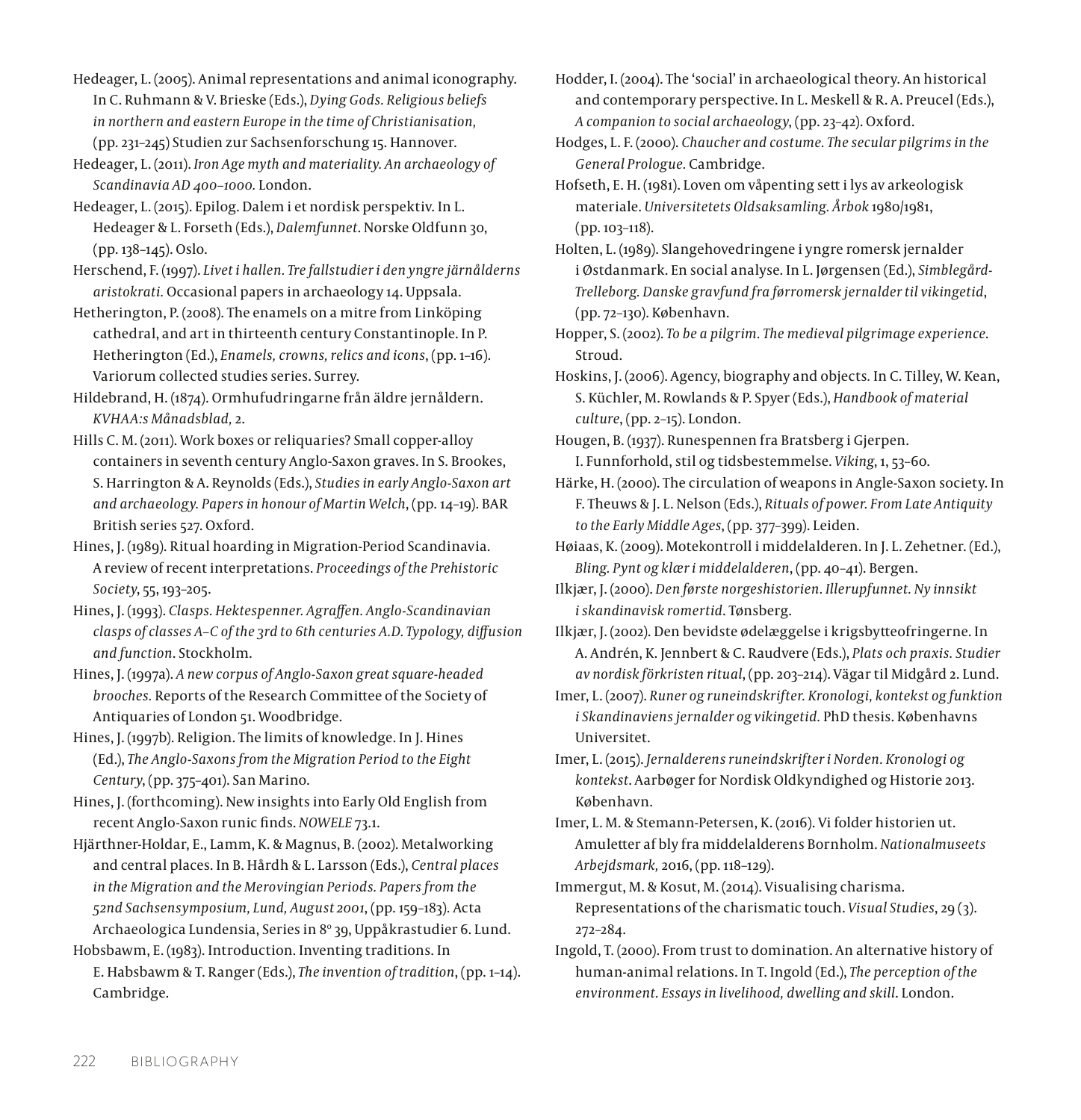Hedeager, L. (2005). Animal representations and animal iconography. In C. Ruhmann & V. Brieske (Eds.), *Dying Gods. Religious beliefs in northern and eastern Europe in the time of Christianisation,* (pp. 231–245) Studien zur Sachsenforschung 15. Hannover.

Hedeager, L. (2011). *Iron Age myth and materiality. An archaeology of Scandinavia AD 400–1000.* London.

Hedeager, L. (2015). Epilog. Dalem i et nordisk perspektiv. In L. Hedeager & L. Forseth (Eds.), *Dalemfunnet*. Norske Oldfunn 30, (pp. 138–145). Oslo.

Herschend, F. (1997). *Livet i hallen. Tre fallstudier i den yngre järnålderns aristokrati.* Occasional papers in archaeology 14. Uppsala.

Hetherington, P. (2008). The enamels on a mitre from Linköping cathedral, and art in thirteenth century Constantinople. In P. Hetherington (Ed.), *Enamels, crowns, relics and icons*, (pp. 1–16). Variorum collected studies series. Surrey.

Hildebrand, H. (1874). Ormhufudringarne från äldre jernåldern. *KVHAA:s Månadsblad,* 2.

Hills C. M. (2011). Work boxes or reliquaries? Small copper-alloy containers in seventh century Anglo-Saxon graves. In S. Brookes, S. Harrington & A. Reynolds (Eds.), *Studies in early Anglo-Saxon art and archaeology. Papers in honour of Martin Welch*, (pp. 14–19). BAR British series 527. Oxford.

Hines, J. (1989). Ritual hoarding in Migration-Period Scandinavia. A review of recent interpretations. *Proceedings of the Prehistoric Society*, 55, 193–205.

Hines, J. (1993). *Clasps. Hektespenner. Agraffen. Anglo-Scandinavian clasps of classes A–C of the 3rd to 6th centuries A.D. Typology, diffusion and function*. Stockholm.

Hines, J. (1997a). *A new corpus of Anglo-Saxon great square-headed brooches.* Reports of the Research Committee of the Society of Antiquaries of London 51. Woodbridge.

Hines, J. (1997b). Religion. The limits of knowledge. In J. Hines (Ed.), *The Anglo-Saxons from the Migration Period to the Eight Century*, (pp. 375–401). San Marino.

Hines, J. (forthcoming). New insights into Early Old English from recent Anglo-Saxon runic finds. *NOWELE* 73.1.

Hjärthner-Holdar, E., Lamm, K. & Magnus, B. (2002). Metalworking and central places. In B. Hårdh & L. Larsson (Eds.), *Central places in the Migration and the Merovingian Periods. Papers from the 52nd Sachsensymposium, Lund, August 2001*, (pp. 159–183). Acta Archaeologica Lundensia, Series in 8º 39, Uppåkrastudier 6. Lund.

Hobsbawm, E. (1983). Introduction. Inventing traditions. In E. Habsbawm & T. Ranger (Eds.), *The invention of tradition*, (pp. 1–14). Cambridge.

Hodder, I. (2004). The 'social' in archaeological theory. An historical and contemporary perspective. In L. Meskell & R. A. Preucel (Eds.), *A companion to social archaeology*, (pp. 23–42). Oxford.

Hodges, L. F. (2000). *Chaucher and costume. The secular pilgrims in the General Prologue.* Cambridge.

Hofseth, E. H. (1981). Loven om våpenting sett i lys av arkeologisk materiale. *Universitetets Oldsaksamling. Årbok* 1980/1981, (pp. 103–118).

Holten, L. (1989). Slangehovedringene i yngre romersk jernalder i Østdanmark. En social analyse. In L. Jørgensen (Ed.), *Simblegård-Trelleborg. Danske gravfund fra førromersk jernalder til vikingetid*, (pp. 72–130). København.

Hopper, S. (2002). *To be a pilgrim. The medieval pilgrimage experience.* Stroud.

Hoskins, J. (2006). Agency, biography and objects. In C. Tilley, W. Kean, S. Küchler, M. Rowlands & P. Spyer (Eds.), *Handbook of material culture*, (pp. 2–15). London.

Hougen, B. (1937). Runespennen fra Bratsberg i Gjerpen. I. Funnforhold, stil og tidsbestemmelse. *Viking*, 1, 53–60.

Härke, H. (2000). The circulation of weapons in Angle-Saxon society. In F. Theuws & J. L. Nelson (Eds.), *Rituals of power. From Late Antiquity to the Early Middle Ages*, (pp. 377–399). Leiden.

Høiaas, K. (2009). Motekontroll i middelalderen. In J. L. Zehetner. (Ed.), *Bling. Pynt og klær i middelalderen*, (pp. 40–41). Bergen.

Ilkjær, J. (2000). *Den første norgeshistorien. Illerupfunnet. Ny innsikt i skandinavisk romertid*. Tønsberg.

Ilkjær, J. (2002). Den bevidste ødelæggelse i krigsbytteofringerne. In A. Andrén, K. Jennbert & C. Raudvere (Eds.), *Plats och praxis. Studier av nordisk förkristen ritual*, (pp. 203–214). Vägar til Midgård 2. Lund.

Imer, L. (2007). *Runer og runeindskrifter. Kronologi, kontekst og funktion i Skandinaviens jernalder og vikingetid.* PhD thesis. Københavns Universitet.

Imer, L. (2015). *Jernalderens runeindskrifter i Norden. Kronologi og kontekst*. Aarbøger for Nordisk Oldkyndighed og Historie 2013. København.

Imer, L. M. & Stemann-Petersen, K. (2016). Vi folder historien ut. Amuletter af bly fra middelalderens Bornholm. *Nationalmuseets Arbejdsmark,* 2016, (pp. 118–129).

Immergut, M. & Kosut, M. (2014). Visualising charisma. Representations of the charismatic touch. *Visual Studies*, 29 (3). 272–284.

Ingold, T. (2000). From trust to domination. An alternative history of human-animal relations. In T. Ingold (Ed.), *The perception of the environment. Essays in livelihood, dwelling and skill*. London.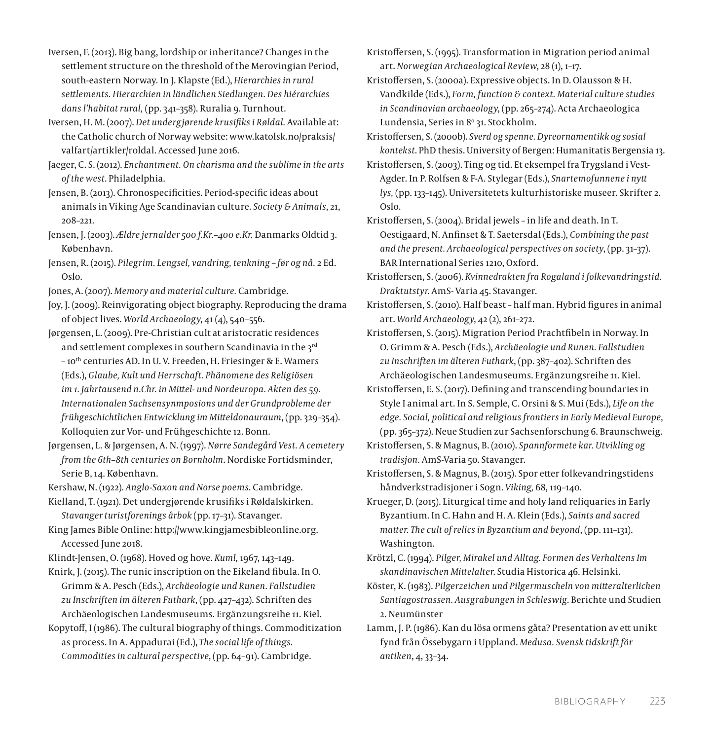Iversen, F. (2013). Big bang, lordship or inheritance? Changes in the settlement structure on the threshold of the Merovingian Period, south-eastern Norway. In J. Klapste (Ed.), *Hierarchies in rural settlements. Hierarchien in ländlichen Siedlungen. Des hiérarchies dans l'habitat rural,* (pp. 341–358). Ruralia 9. Turnhout.

Iversen, H. M. (2007). *Det undergjørende krusifiks i Røldal.* Available at: the Catholic church of Norway website: www.katolsk.no/praksis/valfart/artikler/roldal. Accessed June 2016.

Jaeger, C. S. (2012). *Enchantment. On charisma and the sublime in the arts of the west.* Philadelphia.

Jensen, B. (2013). Chronospecificities. Period-specific ideas about animals in Viking Age Scandinavian culture. *Society & Animals*, 21, 208–221.

Jensen, J. (2003). *Ældre jernalder 500 f.Kr.–400 e.Kr.* Danmarks Oldtid 3. København.

Jensen, R. (2015). *Pilegrim. Lengsel, vandring, tenkning – før og nå.* 2 Ed. Oslo.

Jones, A. (2007). *Memory and material culture.* Cambridge.

Joy, J. (2009). Reinvigorating object biography. Reproducing the drama of object lives. *World Archaeology*, 41 (4), 540–556.

Jørgensen, L. (2009). Pre-Christian cult at aristocratic residences and settlement complexes in southern Scandinavia in the 3rd – 10th centuries AD. In U. V. Freeden, H. Friesinger & E. Wamers (Eds.), *Glaube, Kult und Herrschaft. Phänomene des Religiösen im 1. Jahrtausend n.Chr. in Mittel- und Nordeuropa. Akten des 59. Internationalen Sachsensynmposions und der Grundprobleme der frühgeschichtlichen Entwicklung im Mitteldonauraum*, (pp. 329–354). Kolloquien zur Vor- und Frühgeschichte 12. Bonn.

Jørgensen, L. & Jørgensen, A. N. (1997). *Nørre Sandegård Vest. A cemetery from the 6th–8th centuries on Bornholm*. Nordiske Fortidsminder, Serie B, 14. København.

Kershaw, N. (1922). *Anglo-Saxon and Norse poems.* Cambridge.

Kielland, T. (1921). Det undergjørende krusifiks i Røldalskirken. *Stavanger turistforenings årbok* (pp. 17–31). Stavanger.

King James Bible Online: http://www.kingjamesbibleonline.org. Accessed June 2018.

Klindt-Jensen, O. (1968). Hoved og hove. *Kuml,* 1967, 143–149.

Knirk, J. (2015). The runic inscription on the Eikeland fibula. In O. Grimm & A. Pesch (Eds.), *Archäeologie und Runen. Fallstudien zu Inschriften im älteren Futhark*, (pp. 427–432). Schriften des Archäeologischen Landesmuseums. Ergänzungsreihe 11. Kiel.

Kopytoff, I (1986). The cultural biography of things. Commoditization as process. In A. Appadurai (Ed.), *The social life of things. Commodities in cultural perspective*, (pp. 64–91). Cambridge.

Kristoffersen, S. (1995). Transformation in Migration period animal art. *Norwegian Archaeological Review*, 28 (1), 1–17.

Kristoffersen, S. (2000a). Expressive objects. In D. Olausson & H. Vandkilde (Eds.), *Form, function & context. Material culture studies in Scandinavian archaeology*, (pp. 265–274). Acta Archaeologica Lundensia, Series in 8° 31. Stockholm.

Kristoffersen, S. (2000b). *Sverd og spenne. Dyreornamentikk og sosial kontekst.* PhD thesis. University of Bergen: Humanitatis Bergensia 13.

Kristoffersen, S. (2003). Ting og tid. Et eksempel fra Trygsland i Vest-Agder. In P. Rolfsen & F-A. Stylegar (Eds.), *Snartemofunnene i nytt lys,* (pp. 133–145). Universitetets kulturhistoriske museer. Skrifter 2. Oslo.

Kristoffersen, S. (2004). Bridal jewels – in life and death. In T. Oestigaard, N. Anfinset & T. Saetersdal (Eds.), *Combining the past and the present. Archaeological perspectives on society*, (pp. 31–37). BAR International Series 1210, Oxford.

Kristoffersen, S. (2006). *Kvinnedrakten fra Rogaland i folkevandringstid. Draktutstyr.* AmS- Varia 45. Stavanger.

Kristoffersen, S. (2010). Half beast – half man. Hybrid figures in animal art. *World Archaeology*, 42 (2), 261–272.

Kristoffersen, S. (2015). Migration Period Prachtfibeln in Norway. In O. Grimm & A. Pesch (Eds.), *Archäeologie und Runen. Fallstudien zu Inschriften im älteren Futhark*, (pp. 387–402). Schriften des Archäeologischen Landesmuseums. Ergänzungsreihe 11. Kiel.

Kristoffersen, E. S. (2017). Defining and transcending boundaries in Style I animal art. In S. Semple, C. Orsini & S. Mui (Eds.), *Life on the edge. Social, political and religious frontiers in Early Medieval Europe*, (pp. 365–372). Neue Studien zur Sachsenforschung 6. Braunschweig.

Kristoffersen, S. & Magnus, B. (2010). *Spannformete kar. Utvikling og tradisjon.* AmS-Varia 50. Stavanger.

Kristoffersen, S. & Magnus, B. (2015). Spor etter folkevandringstidens håndverkstradisjoner i Sogn. *Viking,* 68, 119–140.

Krueger, D. (2015). Liturgical time and holy land reliquaries in Early Byzantium. In C. Hahn and H. A. Klein (Eds.), *Saints and sacred matter. The cult of relics in Byzantium and beyond*, (pp. 111–131). Washington.

Krötzl, C. (1994). *Pilger, Mirakel und Alltag. Formen des Verhaltens Im skandinavischen Mittelalter.* Studia Historica 46. Helsinki.

Köster, K. (1983). *Pilgerzeichen und Pilgermuscheln von mitteralterlichen Santiagostrassen. Ausgrabungen in Schleswig.* Berichte und Studien 2. Neumünster

Lamm, J. P. (1986). Kan du lösa ormens gåta? Presentation av ett unikt fynd från Össebygarn i Uppland. *Medusa. Svensk tidskrift för antiken*, 4, 33–34.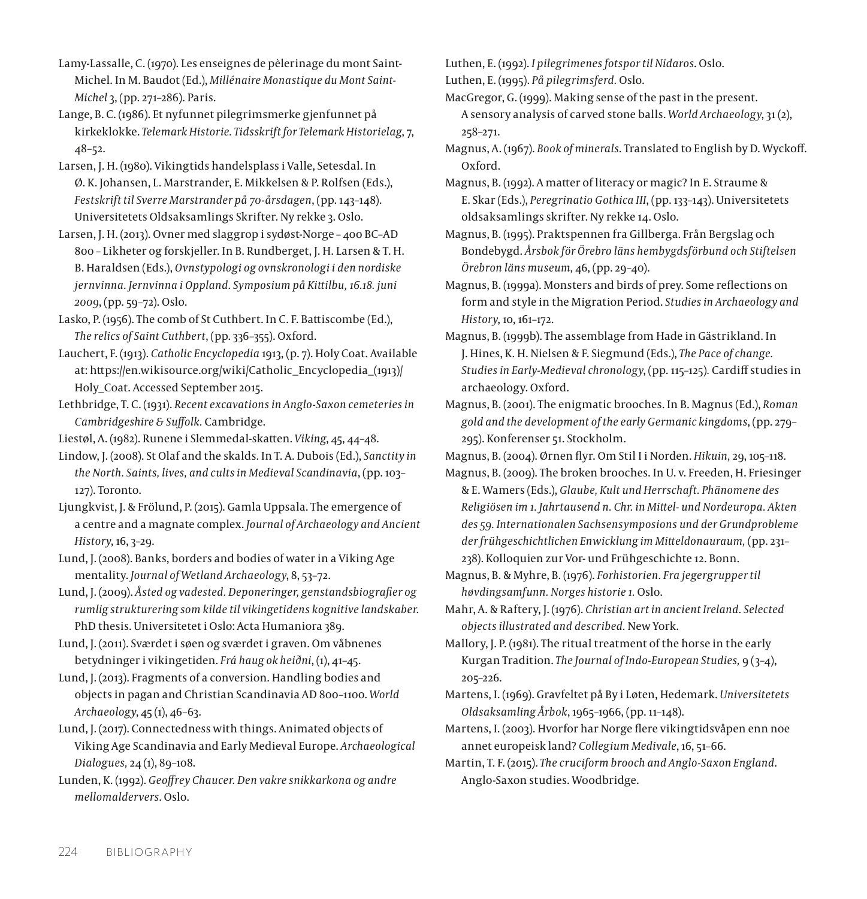Lamy-Lassalle, C. (1970). Les enseignes de pèlerinage du mont Saint-Michel. In M. Baudot (Ed.), *Millénaire Monastique du Mont Saint-Michel* 3, (pp. 271–286). Paris.

Lange, B. C. (1986). Et nyfunnet pilegrimsmerke gjenfunnet på kirkeklokke. *Telemark Historie. Tidsskrift for Telemark Historielag*, 7, 48–52.

Larsen, J. H. (1980). Vikingtids handelsplass i Valle, Setesdal. In Ø. K. Johansen, L. Marstrander, E. Mikkelsen & P. Rolfsen (Eds.), *Festskrift til Sverre Marstrander på 70-årsdagen*, (pp. 143–148). Universitetets Oldsaksamlings Skrifter. Ny rekke 3. Oslo.

Larsen, J. H. (2013). Ovner med slaggrop i sydøst-Norge – 400 BC–AD 800 – Likheter og forskjeller. In B. Rundberget, J. H. Larsen & T. H. B. Haraldsen (Eds.), *Ovnstypologi og ovnskronologi i den nordiske jernvinna. Jernvinna i Oppland. Symposium på Kittilbu, 16.18. juni 2009*, (pp. 59–72). Oslo.

Lasko, P. (1956). The comb of St Cuthbert. In C. F. Battiscombe (Ed.), *The relics of Saint Cuthbert*, (pp. 336–355). Oxford.

Lauchert, F. (1913). *Catholic Encyclopedia* 1913, (p. 7). Holy Coat. Available at: https://en.wikisource.org/wiki/Catholic_Encyclopedia_(1913)/Holy_Coat. Accessed September 2015.

Lethbridge, T. C. (1931). *Recent excavations in Anglo-Saxon cemeteries in Cambridgeshire & Suffolk.* Cambridge.

Liestøl, A. (1982). Runene i Slemmedal-skatten. *Viking*, 45, 44–48.

Lindow, J. (2008). St Olaf and the skalds. In T. A. Dubois (Ed.), *Sanctity in the North. Saints, lives, and cults in Medieval Scandinavia*, (pp. 103–127). Toronto.

Ljungkvist, J. & Frölund, P. (2015). Gamla Uppsala. The emergence of a centre and a magnate complex. *Journal of Archaeology and Ancient History*, 16, 3–29.

Lund, J. (2008). Banks, borders and bodies of water in a Viking Age mentality. *Journal of Wetland Archaeology*, 8, 53–72.

Lund, J. (2009). *Åsted og vadested. Deponeringer, genstandsbiografier og rumlig strukturering som kilde til vikingetidens kognitive landskaber.* PhD thesis. Universitetet i Oslo: Acta Humaniora 389.

Lund, J. (2011). Sværdet i søen og sværdet i graven. Om våbnenes betydninger i vikingetiden. *Frá haug ok heiðni*, (1), 41–45.

Lund, J. (2013). Fragments of a conversion. Handling bodies and objects in pagan and Christian Scandinavia AD 800–1100. *World Archaeology*, 45 (1), 46–63.

Lund, J. (2017). Connectedness with things. Animated objects of Viking Age Scandinavia and Early Medieval Europe. *Archaeological Dialogues,* 24 (1), 89–108.

Lunden, K. (1992). *Geoffrey Chaucer. Den vakre snikkarkona og andre mellomaldervers*. Oslo.

Luthen, E. (1992). *I pilegrimenes fotspor til Nidaros*. Oslo.

Luthen, E. (1995). *På pilegrimsferd.* Oslo.

MacGregor, G. (1999). Making sense of the past in the present. A sensory analysis of carved stone balls. *World Archaeology*, 31 (2), 258–271.

Magnus, A. (1967). *Book of minerals*. Translated to English by D. Wyckoff. Oxford.

Magnus, B. (1992). A matter of literacy or magic? In E. Straume & E. Skar (Eds.), *Peregrinatio Gothica III*, (pp. 133–143). Universitetets oldsaksamlings skrifter. Ny rekke 14. Oslo.

Magnus, B. (1995). Praktspennen fra Gillberga. Från Bergslag och Bondebygd. *Årsbok för Örebro läns hembygdsförbund och Stiftelsen Örebron läns museum,* 46, (pp. 29–40).

Magnus, B. (1999a). Monsters and birds of prey. Some reflections on form and style in the Migration Period. *Studies in Archaeology and History*, 10, 161–172.

Magnus, B. (1999b). The assemblage from Hade in Gästrikland. In J. Hines, K. H. Nielsen & F. Siegmund (Eds.), *The Pace of change. Studies in Early-Medieval chronology*, (pp. 115–125). Cardiff studies in archaeology. Oxford.

Magnus, B. (2001). The enigmatic brooches. In B. Magnus (Ed.), *Roman gold and the development of the early Germanic kingdoms*, (pp. 279–295). Konferenser 51. Stockholm.

Magnus, B. (2004). Ørnen flyr. Om Stil I i Norden. *Hikuin,* 29, 105–118.

Magnus, B. (2009). The broken brooches. In U. v. Freeden, H. Friesinger & E. Wamers (Eds.), *Glaube, Kult und Herrschaft. Phänomene des Religiösen im 1. Jahrtausend n. Chr. in Mittel- und Nordeuropa. Akten des 59. Internationalen Sachsensymposions und der Grundprobleme der frühgeschichtlichen Enwicklung im Mitteldonauraum,* (pp. 231–238). Kolloquien zur Vor- und Frühgeschichte 12. Bonn.

Magnus, B. & Myhre, B. (1976). *Forhistorien. Fra jegergrupper til høvdingsamfunn. Norges historie 1.* Oslo.

Mahr, A. & Raftery, J. (1976). *Christian art in ancient Ireland. Selected objects illustrated and described.* New York.

Mallory, J. P. (1981). The ritual treatment of the horse in the early Kurgan Tradition. *The Journal of Indo-European Studies,* 9 (3–4), 205–226.

Martens, I. (1969). Gravfeltet på By i Løten, Hedemark. *Universitetets Oldsaksamling Årbok*, 1965–1966, (pp. 11–148).

Martens, I. (2003). Hvorfor har Norge flere vikingtidsvåpen enn noe annet europeisk land? *Collegium Medivale*, 16, 51–66.

Martin, T. F. (2015). *The cruciform brooch and Anglo-Saxon England*. Anglo-Saxon studies. Woodbridge.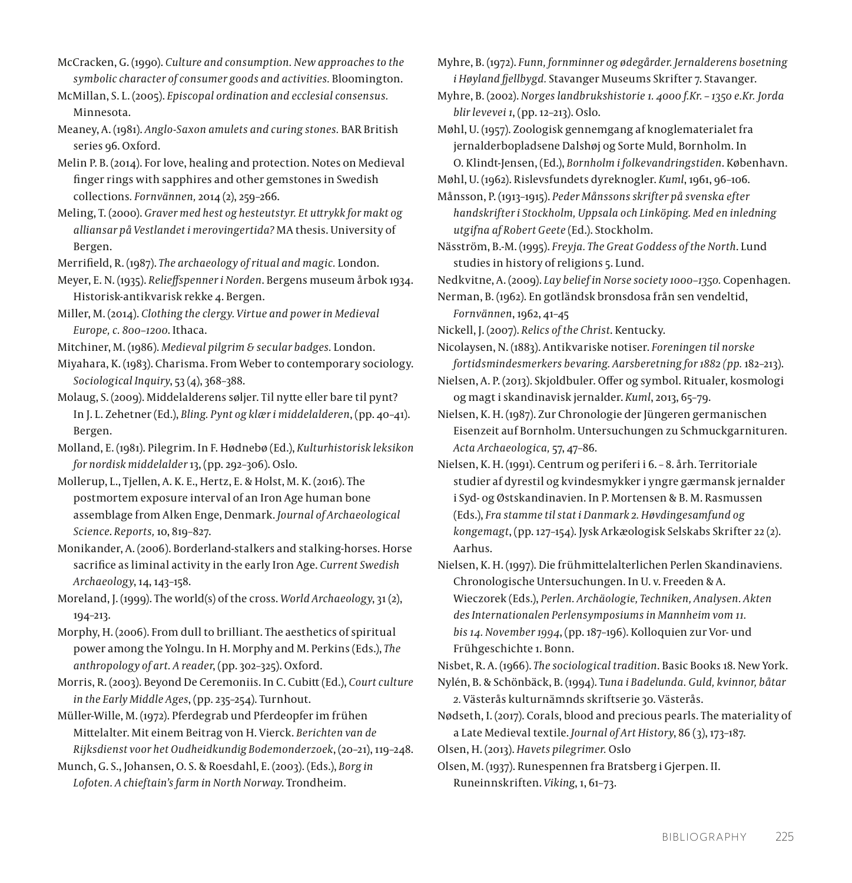McCracken, G. (1990). *Culture and consumption. New approaches to the symbolic character of consumer goods and activities.* Bloomington.

McMillan, S. L. (2005). *Episcopal ordination and ecclesial consensus.* Minnesota.

Meaney, A. (1981). *Anglo-Saxon amulets and curing stones.* BAR British series 96. Oxford.

Melin P. B. (2014). For love, healing and protection. Notes on Medieval finger rings with sapphires and other gemstones in Swedish collections. *Fornvännen,* 2014 (2), 259–266.

Meling, T. (2000). *Graver med hest og hesteutstyr. Et uttrykk for makt og alliansar på Vestlandet i merovingertida?* MA thesis. University of Bergen.

Merrifield, R. (1987). *The archaeology of ritual and magic.* London.

Meyer, E. N. (1935). *Relieffspenner i Norden*. Bergens museum årbok 1934. Historisk-antikvarisk rekke 4. Bergen.

Miller, M. (2014). *Clothing the clergy. Virtue and power in Medieval Europe, c. 800–1200*. Ithaca.

Mitchiner, M. (1986). *Medieval pilgrim & secular badges.* London.

Miyahara, K. (1983). Charisma. From Weber to contemporary sociology. *Sociological Inquiry*, 53 (4), 368–388.

Molaug, S. (2009). Middelalderens søljer. Til nytte eller bare til pynt? In J. L. Zehetner (Ed.), *Bling. Pynt og klær i middelalderen*, (pp. 40–41). Bergen.

Molland, E. (1981). Pilegrim. In F. Hødnebø (Ed.), *Kulturhistorisk leksikon for nordisk middelalder* 13, (pp. 292–306). Oslo.

Mollerup, L., Tjellen, A. K. E., Hertz, E. & Holst, M. K. (2016). The postmortem exposure interval of an Iron Age human bone assemblage from Alken Enge, Denmark. *Journal of Archaeological Science. Reports,* 10, 819–827.

Monikander, A. (2006). Borderland-stalkers and stalking-horses. Horse sacrifice as liminal activity in the early Iron Age. *Current Swedish Archaeology*, 14, 143–158.

Moreland, J. (1999). The world(s) of the cross. *World Archaeology*, 31 (2), 194–213.

Morphy, H. (2006). From dull to brilliant. The aesthetics of spiritual power among the Yolngu. In H. Morphy and M. Perkins (Eds.), *The anthropology of art. A reader*, (pp. 302–325). Oxford.

Morris, R. (2003). Beyond De Ceremoniis. In C. Cubitt (Ed.), *Court culture in the Early Middle Ages*, (pp. 235–254). Turnhout.

Müller-Wille, M. (1972). Pferdegrab und Pferdeopfer im frühen Mittelalter. Mit einem Beitrag von H. Vierck. *Berichten van de Rijksdienst voor het Oudheidkundig Bodemonderzoek*, (20–21), 119–248.

Munch, G. S., Johansen, O. S. & Roesdahl, E. (2003). (Eds.), *Borg in Lofoten. A chieftain's farm in North Norway*. Trondheim.

Myhre, B. (1972). *Funn, fornminner og ødegårder. Jernalderens bosetning i Høyland fjellbygd.* Stavanger Museums Skrifter 7. Stavanger.

Myhre, B. (2002). *Norges landbrukshistorie 1. 4000 f.Kr. – 1350 e.Kr. Jorda blir levevei 1*, (pp. 12–213). Oslo.

Møhl, U. (1957). Zoologisk gennemgang af knoglematerialet fra jernalderbopladsene Dalshøj og Sorte Muld, Bornholm. In O. Klindt-Jensen, (Ed.), *Bornholm i folkevandringstiden*. København.

Møhl, U. (1962). Rislevsfundets dyreknogler. *Kuml*, 1961, 96–106.

Månsson, P. (1913–1915). *Peder Månssons skrifter på svenska efter handskrifter i Stockholm, Uppsala och Linköping. Med en inledning utgifna af Robert Geete* (Ed.). Stockholm.

Näsström, B.-M. (1995). *Freyja. The Great Goddess of the North*. Lund studies in history of religions 5. Lund.

Nedkvitne, A. (2009). *Lay belief in Norse society 1000–1350.* Copenhagen.

Nerman, B. (1962). En gotländsk bronsdosa från sen vendeltid, *Fornvännen*, 1962, 41–45

Nickell, J. (2007). *Relics of the Christ*. Kentucky.

Nicolaysen, N. (1883). Antikvariske notiser. *Foreningen til norske fortidsmindesmerkers bevaring. Aarsberetning for 1882 (pp.* 182–213).

Nielsen, A. P. (2013). Skjoldbuler. Offer og symbol. Ritualer, kosmologi og magt i skandinavisk jernalder. *Kuml*, 2013, 65–79.

Nielsen, K. H. (1987). Zur Chronologie der Jüngeren germanischen Eisenzeit auf Bornholm. Untersuchungen zu Schmuckgarnituren. *Acta Archaeologica,* 57, 47–86.

Nielsen, K. H. (1991). Centrum og periferi i 6. – 8. årh. Territoriale studier af dyrestil og kvindesmykker i yngre gærmansk jernalder i Syd- og Østskandinavien. In P. Mortensen & B. M. Rasmussen (Eds.), *Fra stamme til stat i Danmark 2. Høvdingesamfund og kongemagt*, (pp. 127–154). Jysk Arkæologisk Selskabs Skrifter 22 (2). Aarhus.

Nielsen, K. H. (1997). Die frühmittelalterlichen Perlen Skandinaviens. Chronologische Untersuchungen. In U. v. Freeden & A. Wieczorek (Eds.), *Perlen. Archäologie, Techniken, Analysen. Akten des Internationalen Perlensymposiums in Mannheim vom 11. bis 14. November 1994*, (pp. 187–196). Kolloquien zur Vor- und Frühgeschichte 1. Bonn.

Nisbet, R. A. (1966). *The sociological tradition*. Basic Books 18. New York.

Nylén, B. & Schönbäck, B. (1994). *Tuna i Badelunda. Guld, kvinnor, båtar 2.* Västerås kulturnämnds skriftserie 30. Västerås.

Nødseth, I. (2017). Corals, blood and precious pearls. The materiality of a Late Medieval textile. *Journal of Art History*, 86 (3), 173–187.

Olsen, H. (2013). *Havets pilegrimer.* Oslo

Olsen, M. (1937). Runespennen fra Bratsberg i Gjerpen. II. Runeinnskriften. *Viking*, 1, 61–73.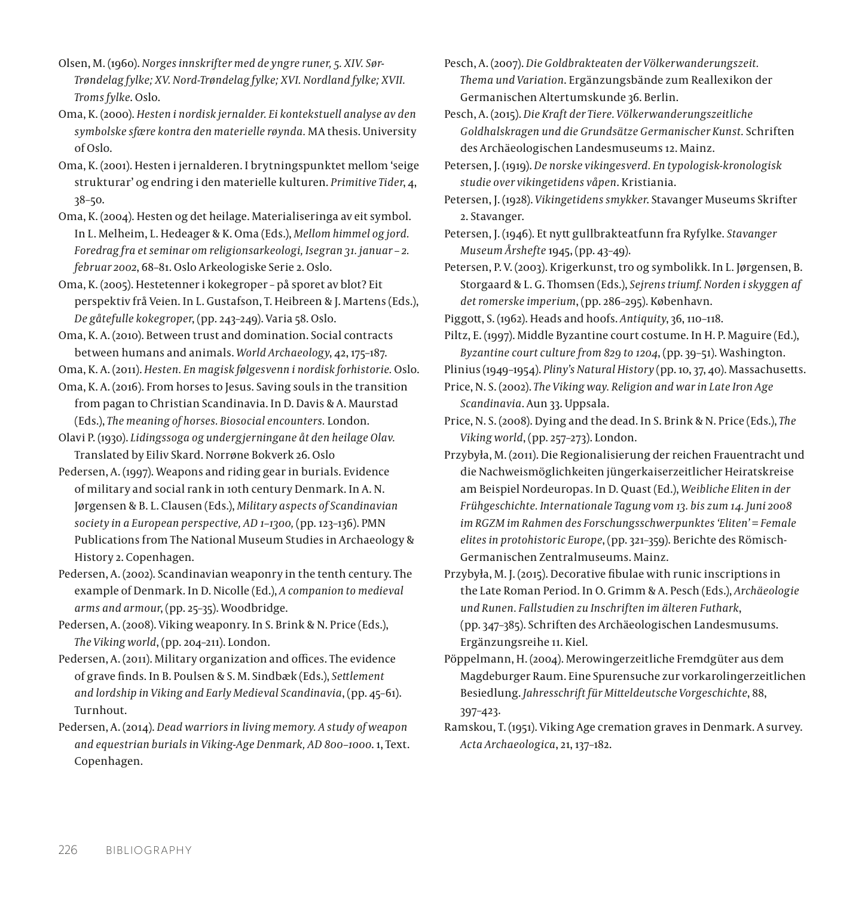Olsen, M. (1960). *Norges innskrifter med de yngre runer, 5. XIV. Sør-Trøndelag fylke; XV. Nord-Trøndelag fylke; XVI. Nordland fylke; XVII. Troms fylke*. Oslo.

Oma, K. (2000). *Hesten i nordisk jernalder. Ei kontekstuell analyse av den symbolske sfære kontra den materielle røynda.* MA thesis. University of Oslo.

Oma, K. (2001). Hesten i jernalderen. I brytningspunktet mellom 'seige strukturar' og endring i den materielle kulturen. *Primitive Tider*, 4, 38–50.

Oma, K. (2004). Hesten og det heilage. Materialiseringa av eit symbol. In L. Melheim, L. Hedeager & K. Oma (Eds.), *Mellom himmel og jord. Foredrag fra et seminar om religionsarkeologi, Isegran 31. januar – 2. februar 2002*, 68–81. Oslo Arkeologiske Serie 2. Oslo.

Oma, K. (2005). Hestetenner i kokegroper – på sporet av blot? Eit perspektiv frå Veien. In L. Gustafson, T. Heibreen & J. Martens (Eds.), *De gåtefulle kokegroper*, (pp. 243–249). Varia 58. Oslo.

Oma, K. A. (2010). Between trust and domination. Social contracts between humans and animals. *World Archaeology*, 42, 175–187.

Oma, K. A. (2011). *Hesten. En magisk følgesvenn i nordisk forhistorie.* Oslo.

Oma, K. A. (2016). From horses to Jesus. Saving souls in the transition from pagan to Christian Scandinavia. In D. Davis & A. Maurstad (Eds.), *The meaning of horses. Biosocial encounters.* London.

Olavi P. (1930). *Lidingssoga og undergjerningane åt den heilage Olav.* Translated by Eiliv Skard. Norrøne Bokverk 26. Oslo

Pedersen, A. (1997). Weapons and riding gear in burials. Evidence of military and social rank in 10th century Denmark. In A. N. Jørgensen & B. L. Clausen (Eds.), *Military aspects of Scandinavian society in a European perspective, AD 1–1300,* (pp. 123–136). PMN Publications from The National Museum Studies in Archaeology & History 2. Copenhagen.

Pedersen, A. (2002). Scandinavian weaponry in the tenth century. The example of Denmark. In D. Nicolle (Ed.), *A companion to medieval arms and armour*, (pp. 25–35). Woodbridge.

Pedersen, A. (2008). Viking weaponry. In S. Brink & N. Price (Eds.), *The Viking world*, (pp. 204–211). London.

Pedersen, A. (2011). Military organization and offices. The evidence of grave finds. In B. Poulsen & S. M. Sindbæk (Eds.), *Settlement and lordship in Viking and Early Medieval Scandinavia*, (pp. 45–61). Turnhout.

Pedersen, A. (2014). *Dead warriors in living memory. A study of weapon and equestrian burials in Viking-Age Denmark, AD 800–1000.* 1, Text. Copenhagen.

Pesch, A. (2007). *Die Goldbrakteaten der Völkerwanderungszeit. Thema und Variation*. Ergänzungsbände zum Reallexikon der Germanischen Altertumskunde 36. Berlin.

Pesch, A. (2015). *Die Kraft der Tiere. Völkerwanderungszeitliche Goldhalskragen und die Grundsätze Germanischer Kunst.* Schriften des Archäeologischen Landesmuseums 12. Mainz.

Petersen, J. (1919). *De norske vikingesverd. En typologisk-kronologisk studie over vikingetidens våpen*. Kristiania.

Petersen, J. (1928). *Vikingetidens smykker.* Stavanger Museums Skrifter 2. Stavanger.

Petersen, J. (1946). Et nytt gullbrakteatfunn fra Ryfylke. *Stavanger Museum Årshefte* 1945, (pp. 43–49).

Petersen, P. V. (2003). Krigerkunst, tro og symbolikk. In L. Jørgensen, B. Storgaard & L. G. Thomsen (Eds.), *Sejrens triumf. Norden i skyggen af det romerske imperium*, (pp. 286–295). København.

Piggott, S. (1962). Heads and hoofs. *Antiquity*, 36, 110–118.

Piltz, E. (1997). Middle Byzantine court costume. In H. P. Maguire (Ed.), *Byzantine court culture from 829 to 1204*, (pp. 39–51). Washington.

Plinius (1949–1954). *Pliny's Natural History* (pp. 10, 37, 40). Massachusetts.

Price, N. S. (2002). *The Viking way. Religion and war in Late Iron Age Scandinavia*. Aun 33. Uppsala.

Price, N. S. (2008). Dying and the dead. In S. Brink & N. Price (Eds.), *The Viking world*, (pp. 257–273). London.

Przybyła, M. (2011). Die Regionalisierung der reichen Frauentracht und die Nachweismöglichkeiten jüngerkaiserzeitlicher Heiratskreise am Beispiel Nordeuropas. In D. Quast (Ed.), *Weibliche Eliten in der Frühgeschichte. Internationale Tagung vom 13. bis zum 14. Juni 2008 im RGZM im Rahmen des Forschungsschwerpunktes 'Eliten' = Female elites in protohistoric Europe*, (pp. 321–359). Berichte des Römisch-Germanischen Zentralmuseums. Mainz.

Przybyła, M. J. (2015). Decorative fibulae with runic inscriptions in the Late Roman Period. In O. Grimm & A. Pesch (Eds.), *Archäeologie und Runen. Fallstudien zu Inschriften im älteren Futhark*, (pp. 347–385). Schriften des Archäeologischen Landesmusums. Ergänzungsreihe 11. Kiel.

Pöppelmann, H. (2004). Merowingerzeitliche Fremdgüter aus dem Magdeburger Raum. Eine Spurensuche zur vorkarolingerzeitlichen Besiedlung. *Jahresschrift für Mitteldeutsche Vorgeschichte*, 88, 397–423.

Ramskou, T. (1951). Viking Age cremation graves in Denmark. A survey. *Acta Archaeologica*, 21, 137–182.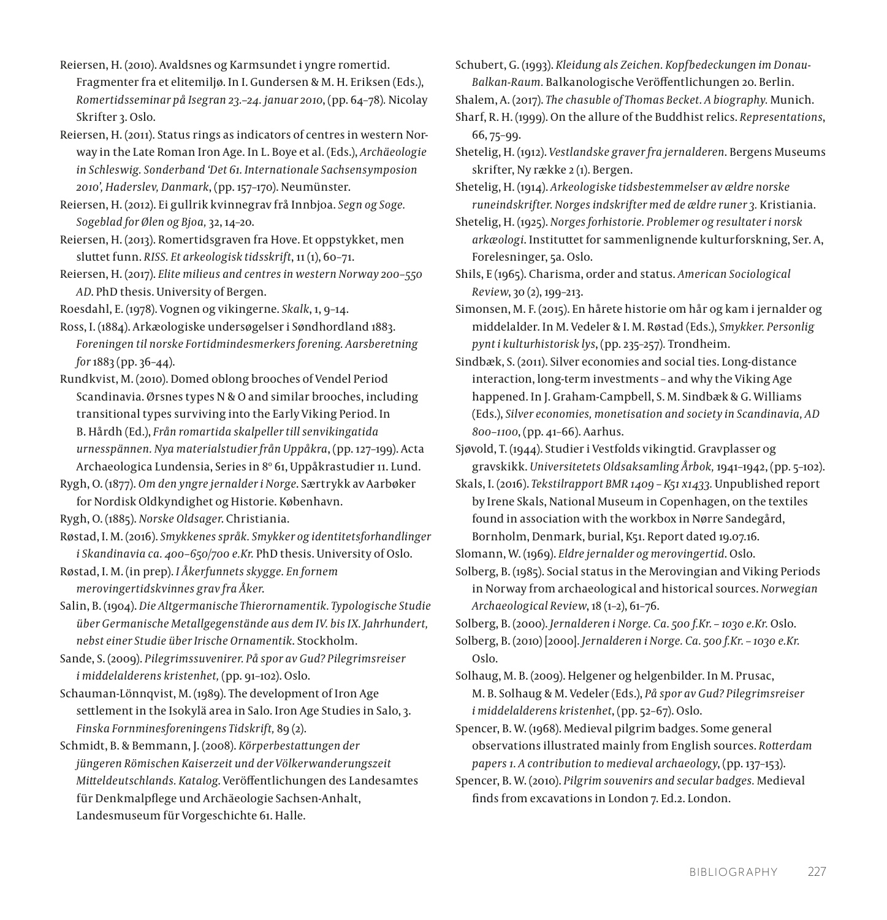Reiersen, H. (2010). Avaldsnes og Karmsundet i yngre romertid. Fragmenter fra et elitemiljø. In I. Gundersen & M. H. Eriksen (Eds.), *Romertidsseminar på Isegran 23.–24. januar 2010*, (pp. 64–78). Nicolay Skrifter 3. Oslo.

Reiersen, H. (2011). Status rings as indicators of centres in western Norway in the Late Roman Iron Age. In L. Boye et al. (Eds.), *Archäeologie in Schleswig. Sonderband 'Det 61. Internationale Sachsensymposion 2010', Haderslev, Danmark*, (pp. 157–170). Neumünster.

Reiersen, H. (2012). Ei gullrik kvinnegrav frå Innbjoa. *Segn og Soge. Sogeblad for Ølen og Bjoa,* 32, 14–20.

Reiersen, H. (2013). Romertidsgraven fra Hove. Et oppstykket, men sluttet funn. *RISS. Et arkeologisk tidsskrift*, 11 (1), 60–71.

Reiersen, H. (2017). *Elite milieus and centres in western Norway 200–550 AD*. PhD thesis. University of Bergen.

Roesdahl, E. (1978). Vognen og vikingerne. *Skalk*, 1, 9–14.

Ross, I. (1884). Arkæologiske undersøgelser i Søndhordland 1883. *Foreningen til norske Fortidmindesmerkers forening. Aarsberetning for* 1883 (pp. 36–44).

Rundkvist, M. (2010). Domed oblong brooches of Vendel Period Scandinavia. Ørsnes types N & O and similar brooches, including transitional types surviving into the Early Viking Period. In B. Hårdh (Ed.), *Från romartida skalpeller till senvikingatida urnesspännen. Nya materialstudier från Uppåkra*, (pp. 127–199). Acta Archaeologica Lundensia, Series in 8° 61, Uppåkrastudier 11. Lund.

Rygh, O. (1877). *Om den yngre jernalder i Norge*. Særtrykk av Aarbøker for Nordisk Oldkyndighet og Historie. København.

Rygh, O. (1885). *Norske Oldsager*. Christiania.

Røstad, I. M. (2016). *Smykkenes språk. Smykker og identitetsforhandlinger i Skandinavia ca. 400–650/700 e.Kr.* PhD thesis. University of Oslo.

Røstad, I. M. (in prep). *I Åkerfunnets skygge. En fornem merovingertidskvinnes grav fra Åker.*

Salin, B. (1904). *Die Altgermanische Thierornamentik. Typologische Studie über Germanische Metallgegenstände aus dem IV. bis IX. Jahrhundert, nebst einer Studie über Irische Ornamentik*. Stockholm.

Sande, S. (2009). *Pilegrimssuvenirer. På spor av Gud? Pilegrimsreiser i middelalderens kristenhet,* (pp. 91–102). Oslo.

Schauman-Lönnqvist, M. (1989). The development of Iron Age settlement in the Isokylä area in Salo. Iron Age Studies in Salo, 3. *Finska Fornminesforeningens Tidskrift,* 89 (2).

Schmidt, B. & Bemmann, J. (2008). *Körperbestattungen der jüngeren Römischen Kaiserzeit und der Völkerwanderungszeit Mitteldeutschlands. Katalog*. Veröffentlichungen des Landesamtes für Denkmalpflege und Archäeologie Sachsen-Anhalt, Landesmuseum für Vorgeschichte 61. Halle.

Schubert, G. (1993). *Kleidung als Zeichen. Kopfbedeckungen im Donau-Balkan-Raum.* Balkanologische Veröffentlichungen 20. Berlin.

Shalem, A. (2017). *The chasuble of Thomas Becket. A biography.* Munich.

Sharf, R. H. (1999). On the allure of the Buddhist relics. *Representations*, 66, 75–99.

Shetelig, H. (1912). *Vestlandske graver fra jernalderen*. Bergens Museums skrifter, Ny række 2 (1). Bergen.

Shetelig, H. (1914). *Arkeologiske tidsbestemmelser av ældre norske runeindskrifter. Norges indskrifter med de ældre runer 3.* Kristiania.

Shetelig, H. (1925). *Norges forhistorie. Problemer og resultater i norsk arkæologi*. Instituttet for sammenlignende kulturforskning, Ser. A, Forelesninger, 5a. Oslo.

Shils, E (1965). Charisma, order and status. *American Sociological Review*, 30 (2), 199–213.

Simonsen, M. F. (2015). En hårete historie om hår og kam i jernalder og middelalder. In M. Vedeler & I. M. Røstad (Eds.), *Smykker. Personlig pynt i kulturhistorisk lys*, (pp. 235–257). Trondheim.

Sindbæk, S. (2011). Silver economies and social ties. Long-distance interaction, long-term investments – and why the Viking Age happened. In J. Graham-Campbell, S. M. Sindbæk & G. Williams (Eds.), *Silver economies, monetisation and society in Scandinavia, AD 800–1100*, (pp. 41–66). Aarhus.

Sjøvold, T. (1944). Studier i Vestfolds vikingtid. Gravplasser og gravskikk. *Universitetets Oldsaksamling Årbok,* 1941–1942, (pp. 5–102).

Skals, I. (2016). *Tekstilrapport BMR 1409 – K51 x1433.* Unpublished report by Irene Skals, National Museum in Copenhagen, on the textiles found in association with the workbox in Nørre Sandegård, Bornholm, Denmark, burial, K51. Report dated 19.07.16.

Slomann, W. (1969). *Eldre jernalder og merovingertid*. Oslo.

Solberg, B. (1985). Social status in the Merovingian and Viking Periods in Norway from archaeological and historical sources. *Norwegian Archaeological Review*, 18 (1–2), 61–76.

Solberg, B. (2000). *Jernalderen i Norge. Ca. 500 f.Kr. – 1030 e.Kr.* Oslo.

Solberg, B. (2010) [2000]. *Jernalderen i Norge. Ca. 500 f.Kr. – 1030 e.Kr.* Oslo.

Solhaug, M. B. (2009). Helgener og helgenbilder. In M. Prusac, M. B. Solhaug & M. Vedeler (Eds.), *På spor av Gud? Pilegrimsreiser i middelalderens kristenhet*, (pp. 52–67). Oslo.

Spencer, B. W. (1968). Medieval pilgrim badges. Some general observations illustrated mainly from English sources. *Rotterdam papers 1. A contribution to medieval archaeology*, (pp. 137–153).

Spencer, B. W. (2010). *Pilgrim souvenirs and secular badges.* Medieval finds from excavations in London 7. Ed.2. London.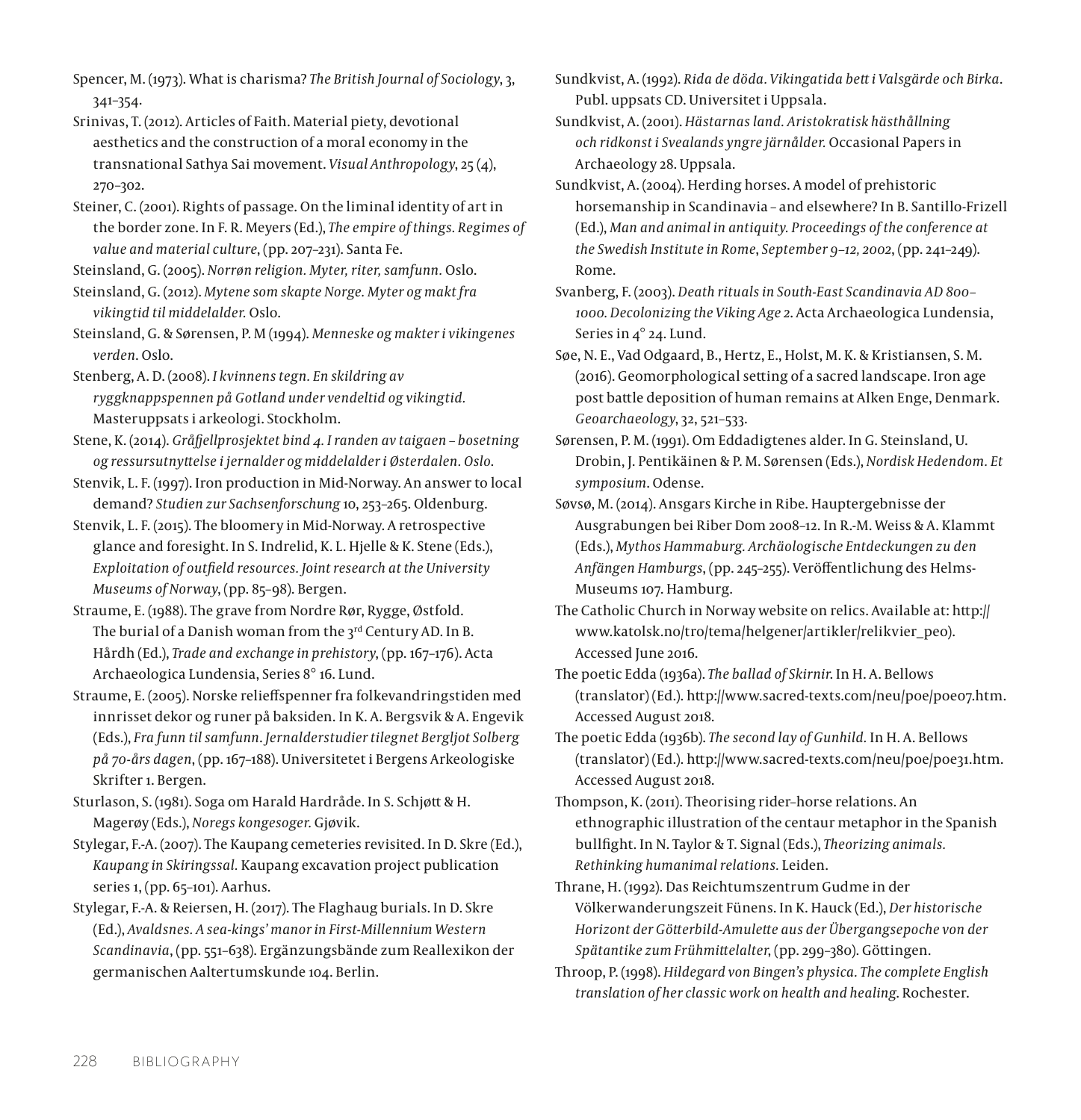Spencer, M. (1973). What is charisma? *The British Journal of Sociology*, 3, 341–354.

Srinivas, T. (2012). Articles of Faith. Material piety, devotional aesthetics and the construction of a moral economy in the transnational Sathya Sai movement. *Visual Anthropology*, 25 (4), 270–302.

Steiner, C. (2001). Rights of passage. On the liminal identity of art in the border zone. In F. R. Meyers (Ed.), *The empire of things. Regimes of value and material culture*, (pp. 207–231). Santa Fe.

Steinsland, G. (2005). *Norrøn religion. Myter, riter, samfunn.* Oslo.

Steinsland, G. (2012). *Mytene som skapte Norge. Myter og makt fra vikingtid til middelalder.* Oslo.

Steinsland, G. & Sørensen, P. M (1994). *Menneske og makter i vikingenes verden*. Oslo.

Stenberg, A. D. (2008). *I kvinnens tegn. En skildring av ryggknappspennen på Gotland under vendeltid og vikingtid.* Masteruppsats i arkeologi. Stockholm.

Stene, K. (2014). *Gråfjellprosjektet bind 4. I randen av taigaen – bosetning og ressursutnyttelse i jernalder og middelalder i Østerdalen. Oslo.*

Stenvik, L. F. (1997). Iron production in Mid-Norway. An answer to local demand? *Studien zur Sachsenforschung* 10, 253–265. Oldenburg.

Stenvik, L. F. (2015). The bloomery in Mid-Norway. A retrospective glance and foresight. In S. Indrelid, K. L. Hjelle & K. Stene (Eds.), *Exploitation of outfield resources. Joint research at the University Museums of Norway*, (pp. 85–98). Bergen.

Straume, E. (1988). The grave from Nordre Rør, Rygge, Østfold. The burial of a Danish woman from the 3rd Century AD. In B. Hårdh (Ed.), *Trade and exchange in prehistory*, (pp. 167–176). Acta Archaeologica Lundensia, Series 8° 16. Lund.

Straume, E. (2005). Norske relieffspenner fra folkevandringstiden med innrisset dekor og runer på baksiden. In K. A. Bergsvik & A. Engevik (Eds.), *Fra funn til samfunn. Jernalderstudier tilegnet Bergljot Solberg på 70-års dagen*, (pp. 167–188). Universitetet i Bergens Arkeologiske Skrifter 1. Bergen.

Sturlason, S. (1981). Soga om Harald Hardråde. In S. Schjøtt & H. Magerøy (Eds.), *Noregs kongesoger.* Gjøvik.

Stylegar, F.-A. (2007). The Kaupang cemeteries revisited. In D. Skre (Ed.), *Kaupang in Skiringssal.* Kaupang excavation project publication series 1, (pp. 65–101). Aarhus.

Stylegar, F.-A. & Reiersen, H. (2017). The Flaghaug burials. In D. Skre (Ed.), *Avaldsnes. A sea-kings' manor in First-Millennium Western Scandinavia*, (pp. 551–638). Ergänzungsbände zum Reallexikon der germanischen Aaltertumskunde 104. Berlin.

Sundkvist, A. (1992). *Rida de döda. Vikingatida bett i Valsgärde och Birka*. Publ. uppsats CD. Universitet i Uppsala.

Sundkvist, A. (2001). *Hästarnas land. Aristokratisk hästhållning och ridkonst i Svealands yngre järnålder.* Occasional Papers in Archaeology 28. Uppsala.

Sundkvist, A. (2004). Herding horses. A model of prehistoric horsemanship in Scandinavia – and elsewhere? In B. Santillo-Frizell (Ed.), *Man and animal in antiquity. Proceedings of the conference at the Swedish Institute in Rome, September 9–12, 2002*, (pp. 241–249). Rome.

Svanberg, F. (2003). *Death rituals in South-East Scandinavia AD 800–1000. Decolonizing the Viking Age 2*. Acta Archaeologica Lundensia, Series in 4° 24. Lund.

Søe, N. E., Vad Odgaard, B., Hertz, E., Holst, M. K. & Kristiansen, S. M. (2016). Geomorphological setting of a sacred landscape. Iron age post battle deposition of human remains at Alken Enge, Denmark. *Geoarchaeology*, 32, 521–533.

Sørensen, P. M. (1991). Om Eddadigtenes alder. In G. Steinsland, U. Drobin, J. Pentikäinen & P. M. Sørensen (Eds.), *Nordisk Hedendom. Et symposium*. Odense.

Søvsø, M. (2014). Ansgars Kirche in Ribe. Hauptergebnisse der Ausgrabungen bei Riber Dom 2008–12. In R.-M. Weiss & A. Klammt (Eds.), *Mythos Hammaburg. Archäologische Entdeckungen zu den Anfängen Hamburgs*, (pp. 245–255). Veröffentlichung des Helms-Museums 107. Hamburg.

The Catholic Church in Norway website on relics. Available at: http://www.katolsk.no/tro/tema/helgener/artikler/relikvier_peo). Accessed June 2016.

The poetic Edda (1936a). *The ballad of Skirnir.* In H. A. Bellows (translator) (Ed.). http://www.sacred-texts.com/neu/poe/poe07.htm. Accessed August 2018.

The poetic Edda (1936b). *The second lay of Gunhild.* In H. A. Bellows (translator) (Ed.). http://www.sacred-texts.com/neu/poe/poe31.htm. Accessed August 2018.

Thompson, K. (2011). Theorising rider–horse relations. An ethnographic illustration of the centaur metaphor in the Spanish bullfight. In N. Taylor & T. Signal (Eds.), *Theorizing animals. Rethinking humanimal relations.* Leiden.

Thrane, H. (1992). Das Reichtumszentrum Gudme in der Völkerwanderungszeit Fünens. In K. Hauck (Ed.), *Der historische Horizont der Götterbild-Amulette aus der Übergangsepoche von der Spätantike zum Frühmittelalter*, (pp. 299–380). Göttingen.

Throop, P. (1998). *Hildegard von Bingen's physica. The complete English translation of her classic work on health and healing*. Rochester.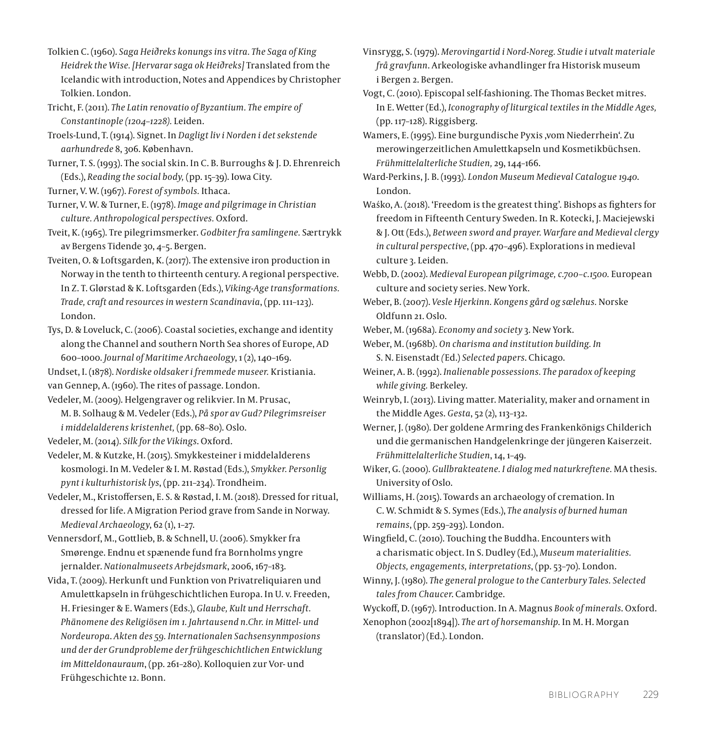Tolkien C. (1960). *Saga Heiðreks konungs ins vitra. The Saga of King Heidrek the Wise. [Hervarar saga ok Heiðreks]* Translated from the Icelandic with introduction, Notes and Appendices by Christopher Tolkien. London.

Tricht, F. (2011). *The Latin renovatio of Byzantium. The empire of Constantinople (1204–1228).* Leiden.

Troels-Lund, T. (1914). Signet. In *Dagligt liv i Norden i det sekstende aarhundrede* 8, 306. København.

Turner, T. S. (1993). The social skin. In C. B. Burroughs & J. D. Ehrenreich (Eds.), *Reading the social body,* (pp. 15–39). Iowa City.

Turner, V. W. (1967). *Forest of symbols.* Ithaca.

Turner, V. W. & Turner, E. (1978). *Image and pilgrimage in Christian culture. Anthropological perspectives.* Oxford.

Tveit, K. (1965). Tre pilegrimsmerker. *Godbiter fra samlingene.* Særtrykk av Bergens Tidende 30, 4–5. Bergen.

Tveiten, O. & Loftsgarden, K. (2017). The extensive iron production in Norway in the tenth to thirteenth century. A regional perspective. In Z. T. Glørstad & K. Loftsgarden (Eds.), *Viking-Age transformations. Trade, craft and resources in western Scandinavia*, (pp. 111–123). London.

Tys, D. & Loveluck, C. (2006). Coastal societies, exchange and identity along the Channel and southern North Sea shores of Europe, AD 600–1000. *Journal of Maritime Archaeology*, 1 (2), 140–169.

Undset, I. (1878). *Nordiske oldsaker i fremmede museer.* Kristiania.

van Gennep, A. (1960). The rites of passage. London.

Vedeler, M. (2009). Helgengraver og relikvier. In M. Prusac, M. B. Solhaug & M. Vedeler (Eds.), *På spor av Gud? Pilegrimsreiser i middelalderens kristenhet,* (pp. 68–80). Oslo.

Vedeler, M. (2014). *Silk for the Vikings*. Oxford.

Vedeler, M. & Kutzke, H. (2015). Smykkesteiner i middelalderens kosmologi. In M. Vedeler & I. M. Røstad (Eds.), *Smykker. Personlig pynt i kulturhistorisk lys*, (pp. 211–234). Trondheim.

Vedeler, M., Kristoffersen, E. S. & Røstad, I. M. (2018). Dressed for ritual, dressed for life. A Migration Period grave from Sande in Norway. *Medieval Archaeology*, 62 (1), 1–27.

Vennersdorf, M., Gottlieb, B. & Schnell, U. (2006). Smykker fra Smørenge. Endnu et spænende fund fra Bornholms yngre jernalder. *Nationalmuseets Arbejdsmark*, 2006, 167–183.

Vida, T. (2009). Herkunft und Funktion von Privatreliquiaren und Amulettkapseln in frühgeschichtlichen Europa. In U. v. Freeden, H. Friesinger & E. Wamers (Eds.), *Glaube, Kult und Herrschaft. Phänomene des Religiösen im 1. Jahrtausend n.Chr. in Mittel- und Nordeuropa. Akten des 59. Internationalen Sachsensynmposions und der der Grundprobleme der frühgeschichtlichen Entwicklung im Mitteldonauraum*, (pp. 261–280). Kolloquien zur Vor- und Frühgeschichte 12. Bonn.

Vinsrygg, S. (1979). *Merovingartid i Nord-Noreg. Studie i utvalt materiale frå gravfunn*. Arkeologiske avhandlinger fra Historisk museum i Bergen 2. Bergen.

Vogt, C. (2010). Episcopal self-fashioning. The Thomas Becket mitres. In E. Wetter (Ed.), *Iconography of liturgical textiles in the Middle Ages,* (pp. 117–128). Riggisberg.

Wamers, E. (1995). Eine burgundische Pyxis ‚vom Niederrhein'. Zu merowingerzeitlichen Amulettkapseln und Kosmetikbüchsen. *Frühmittelalterliche Studien,* 29, 144–166.

Ward-Perkins, J. B. (1993). *London Museum Medieval Catalogue 1940*. London.

Waśko, A. (2018). 'Freedom is the greatest thing'. Bishops as fighters for freedom in Fifteenth Century Sweden. In R. Kotecki, J. Maciejewski & J. Ott (Eds.), *Between sword and prayer. Warfare and Medieval clergy in cultural perspective*, (pp. 470–496). Explorations in medieval culture 3. Leiden.

Webb, D. (2002). *Medieval European pilgrimage, c.700–c.1500.* European culture and society series. New York.

Weber, B. (2007). *Vesle Hjerkinn. Kongens gård og sælehus.* Norske Oldfunn 21. Oslo.

Weber, M. (1968a). *Economy and society* 3. New York.

Weber, M. (1968b). *On charisma and institution building. In* S. N. Eisenstadt *(*Ed.) *Selected papers*. Chicago.

Weiner, A. B. (1992). *Inalienable possessions. The paradox of keeping while giving.* Berkeley.

Weinryb, I. (2013). Living matter. Materiality, maker and ornament in the Middle Ages. *Gesta*, 52 (2), 113–132.

Werner, J. (1980). Der goldene Armring des Frankenkönigs Childerich und die germanischen Handgelenkringe der jüngeren Kaiserzeit. *Frühmittelalterliche Studien*, 14, 1–49.

Wiker, G. (2000). *Gullbrakteatene. I dialog med naturkreftene.* MA thesis. University of Oslo.

Williams, H. (2015). Towards an archaeology of cremation. In C. W. Schmidt & S. Symes (Eds.), *The analysis of burned human remains*, (pp. 259–293). London.

Wingfield, C. (2010). Touching the Buddha. Encounters with a charismatic object. In S. Dudley (Ed.), *Museum materialities. Objects, engagements, interpretations*, (pp. 53–70). London.

Winny, J. (1980). *The general prologue to the Canterbury Tales. Selected tales from Chaucer.* Cambridge.

Wyckoff, D. (1967). Introduction. In A. Magnus *Book of minerals*. Oxford.

Xenophon (2002[1894]). *The art of horsemanship*. In M. H. Morgan (translator) (Ed.). London.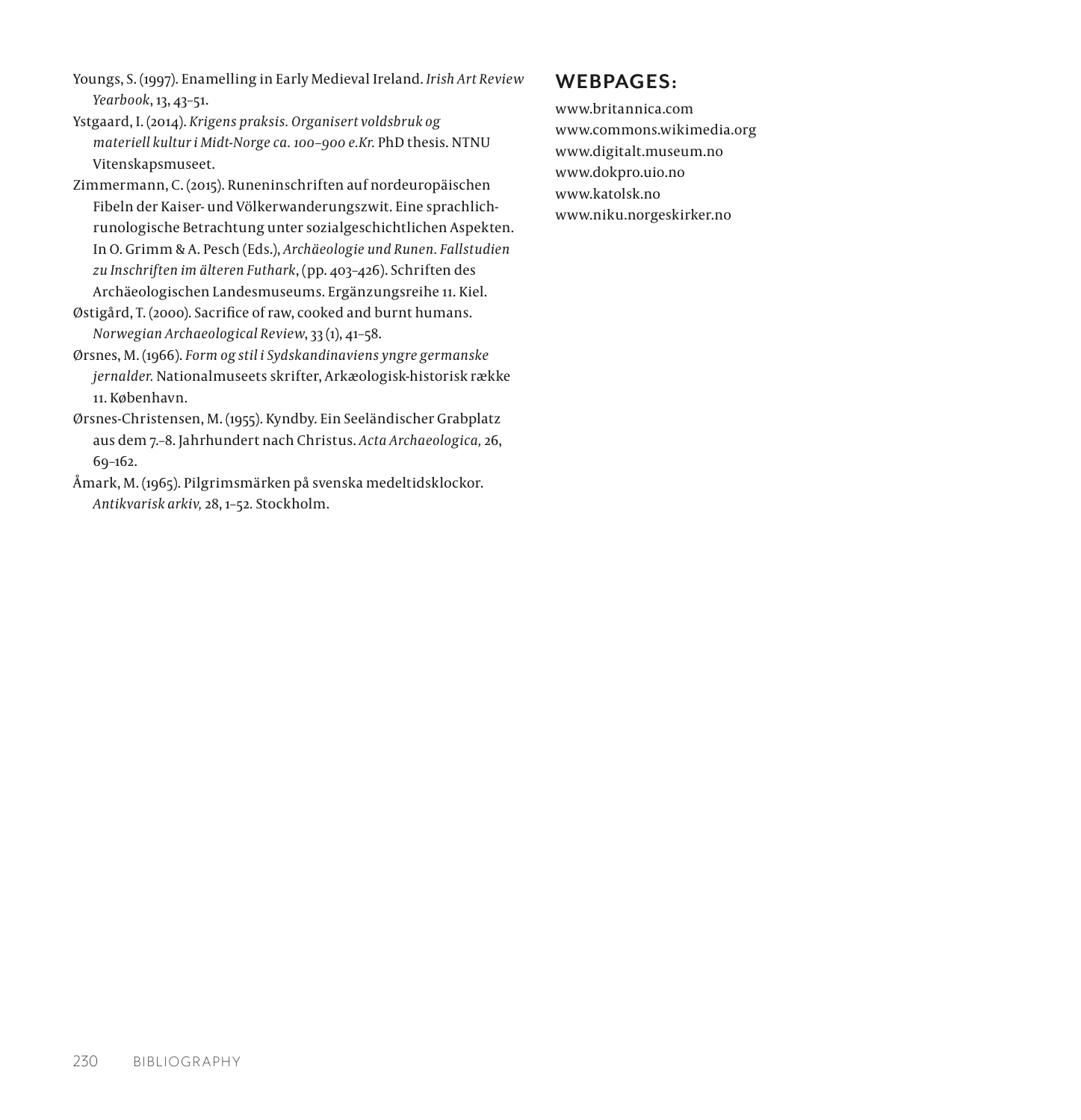Youngs, S. (1997). Enamelling in Early Medieval Ireland. *Irish Art Review Yearbook*, 13, 43–51.

Ystgaard, I. (2014). *Krigens praksis. Organisert voldsbruk og materiell kultur i Midt-Norge ca. 100–900 e.Kr.* PhD thesis. NTNU Vitenskapsmuseet.

Zimmermann, C. (2015). Runeninschriften auf nordeuropäischen Fibeln der Kaiser- und Völkerwanderungszwit. Eine sprachlich-runologische Betrachtung unter sozialgeschichtlichen Aspekten. In O. Grimm & A. Pesch (Eds.), *Archäeologie und Runen. Fallstudien zu Inschriften im älteren Futhark*, (pp. 403–426). Schriften des Archäeologischen Landesmuseums. Ergänzungsreihe 11. Kiel.

Østigård, T. (2000). Sacrifice of raw, cooked and burnt humans. *Norwegian Archaeological Review*, 33 (1), 41–58.

Ørsnes, M. (1966). *Form og stil i Sydskandinaviens yngre germanske jernalder.* Nationalmuseets skrifter, Arkæologisk-historisk række 11. København.

Ørsnes-Christensen, M. (1955). Kyndby. Ein Seeländischer Grabplatz aus dem 7.–8. Jahrhundert nach Christus. *Acta Archaeologica,* 26, 69–162.

Åmark, M. (1965). Pilgrimsmärken på svenska medeltidsklockor. *Antikvarisk arkiv,* 28, 1–52. Stockholm.

## WEBPAGES:

www.britannica.com
www.commons.wikimedia.org
www.digitalt.museum.no
www.dokpro.uio.no
www.katolsk.no
www.niku.norgeskirker.no